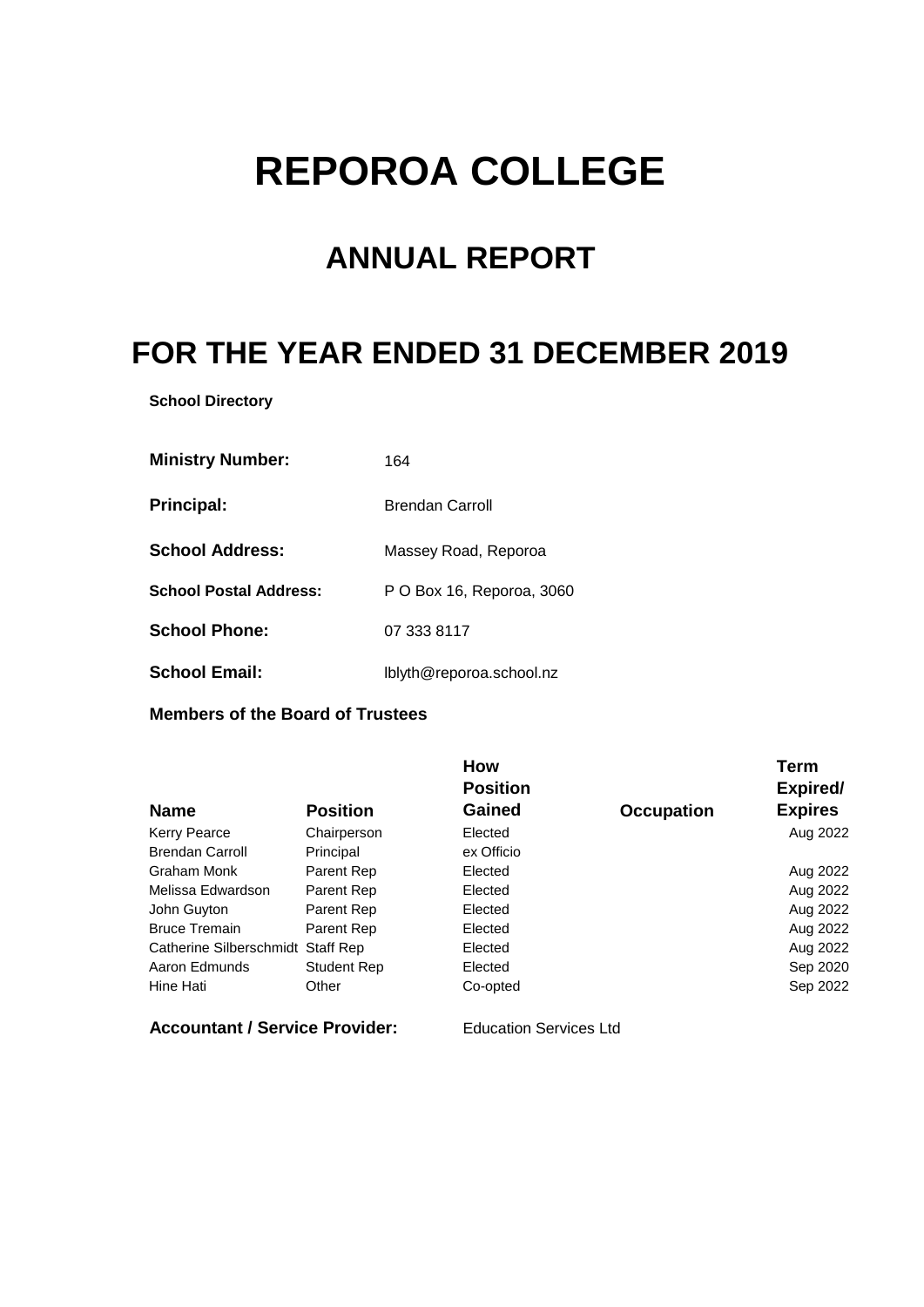# REPOROA COLLEGE

## ANNUAL REPORT

## FOR THE YEAR ENDED 31 DECEMBER 2019

**School Directory**

| | |
|---|---|
| **Ministry Number:** | 164 |
| **Principal:** | Brendan Carroll |
| **School Address:** | Massey Road, Reporoa |
| **School Postal Address:** | P O Box 16, Reporoa, 3060 |
| **School Phone:** | 07 333 8117 |
| **School Email:** | lblyth@reporoa.school.nz |

**Members of the Board of Trustees**

| Name | Position | How Position Gained | Occupation | Term Expired/ Expires |
|---|---|---|---|---|
| Kerry Pearce | Chairperson | Elected | | Aug 2022 |
| Brendan Carroll | Principal | ex Officio | | |
| Graham Monk | Parent Rep | Elected | | Aug 2022 |
| Melissa Edwardson | Parent Rep | Elected | | Aug 2022 |
| John Guyton | Parent Rep | Elected | | Aug 2022 |
| Bruce Tremain | Parent Rep | Elected | | Aug 2022 |
| Catherine Silberschmidt | Staff Rep | Elected | | Aug 2022 |
| Aaron Edmunds | Student Rep | Elected | | Sep 2020 |
| Hine Hati | Other | Co-opted | | Sep 2022 |

**Accountant / Service Provider:** Education Services Ltd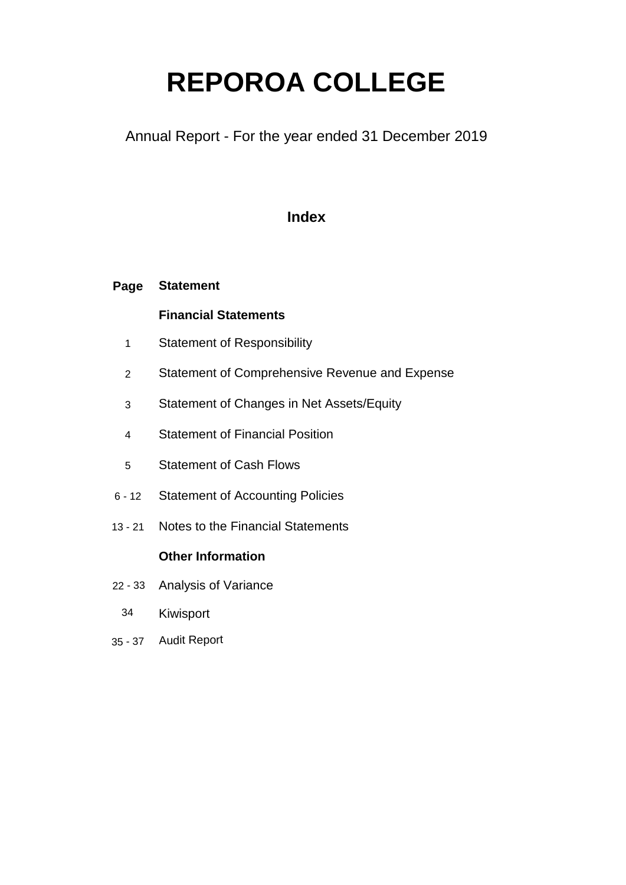# REPOROA COLLEGE

Annual Report - For the year ended 31 December 2019

## Index

| Page | Statement |
|---|---|
| | **Financial Statements** |
| 1 | Statement of Responsibility |
| 2 | Statement of Comprehensive Revenue and Expense |
| 3 | Statement of Changes in Net Assets/Equity |
| 4 | Statement of Financial Position |
| 5 | Statement of Cash Flows |
| 6 - 12 | Statement of Accounting Policies |
| 13 - 21 | Notes to the Financial Statements |
| | **Other Information** |
| 22 - 33 | Analysis of Variance |
| 34 | Kiwisport |
| 35 - 37 | Audit Report |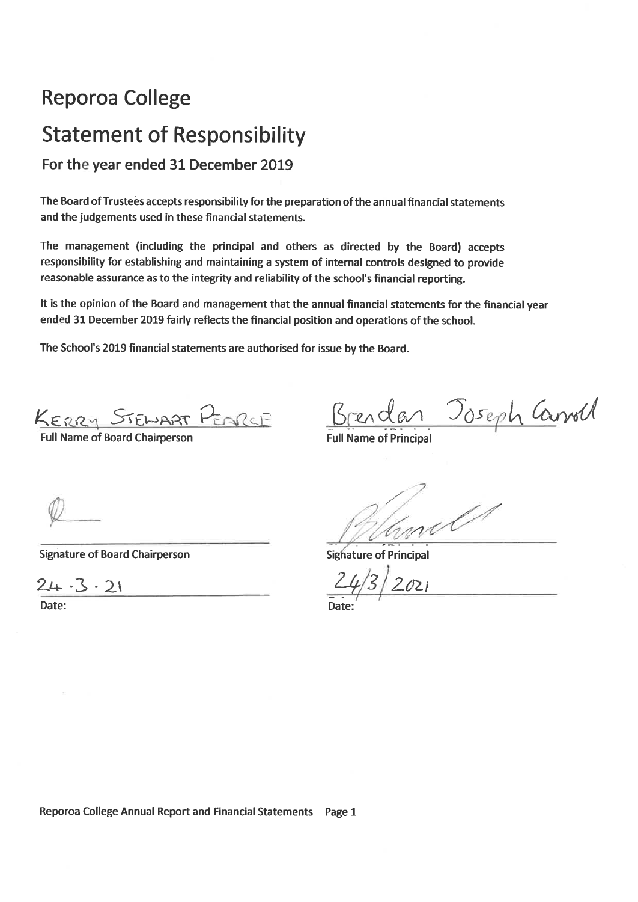# Reporoa College

## Statement of Responsibility

### For the year ended 31 December 2019

The Board of Trustees accepts responsibility for the preparation of the annual financial statements and the judgements used in these financial statements.

The management (including the principal and others as directed by the Board) accepts responsibility for establishing and maintaining a system of internal controls designed to provide reasonable assurance as to the integrity and reliability of the school's financial reporting.

It is the opinion of the Board and management that the annual financial statements for the financial year ended 31 December 2019 fairly reflects the financial position and operations of the school.

The School's 2019 financial statements are authorised for issue by the Board.

| | |
|---|---|
| KERRY STEWART PEARCE | Brendan Joseph Carroll |
| Full Name of Board Chairperson | Full Name of Principal |
| | |
| Signature of Board Chairperson | Signature of Principal |
| 24 · 3 · 21 | 24/3/2021 |
| Date: | Date: |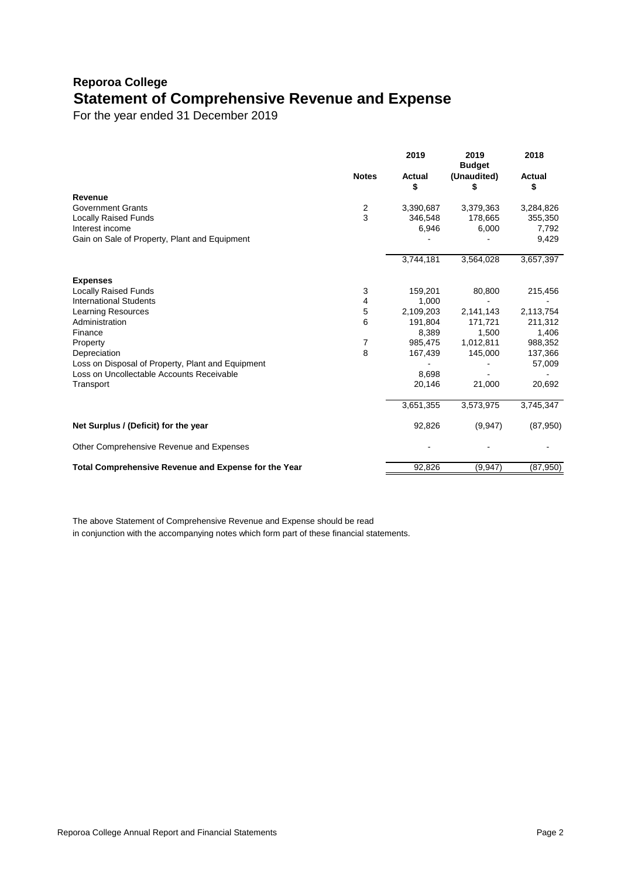# Reporoa College

## Statement of Comprehensive Revenue and Expense

For the year ended 31 December 2019

| | Notes | 2019 Actual $ | 2019 Budget (Unaudited) $ | 2018 Actual $ |
|---|---|---|---|---|
| **Revenue** | | | | |
| Government Grants | 2 | 3,390,687 | 3,379,363 | 3,284,826 |
| Locally Raised Funds | 3 | 346,548 | 178,665 | 355,350 |
| Interest income | | 6,946 | 6,000 | 7,792 |
| Gain on Sale of Property, Plant and Equipment | | - | - | 9,429 |
| | | 3,744,181 | 3,564,028 | 3,657,397 |
| **Expenses** | | | | |
| Locally Raised Funds | 3 | 159,201 | 80,800 | 215,456 |
| International Students | 4 | 1,000 | - | - |
| Learning Resources | 5 | 2,109,203 | 2,141,143 | 2,113,754 |
| Administration | 6 | 191,804 | 171,721 | 211,312 |
| Finance | | 8,389 | 1,500 | 1,406 |
| Property | 7 | 985,475 | 1,012,811 | 988,352 |
| Depreciation | 8 | 167,439 | 145,000 | 137,366 |
| Loss on Disposal of Property, Plant and Equipment | | - | - | 57,009 |
| Loss on Uncollectable Accounts Receivable | | 8,698 | - | - |
| Transport | | 20,146 | 21,000 | 20,692 |
| | | 3,651,355 | 3,573,975 | 3,745,347 |
| **Net Surplus / (Deficit) for the year** | | 92,826 | (9,947) | (87,950) |
| Other Comprehensive Revenue and Expenses | | - | - | - |
| **Total Comprehensive Revenue and Expense for the Year** | | 92,826 | (9,947) | (87,950) |

The above Statement of Comprehensive Revenue and Expense should be read in conjunction with the accompanying notes which form part of these financial statements.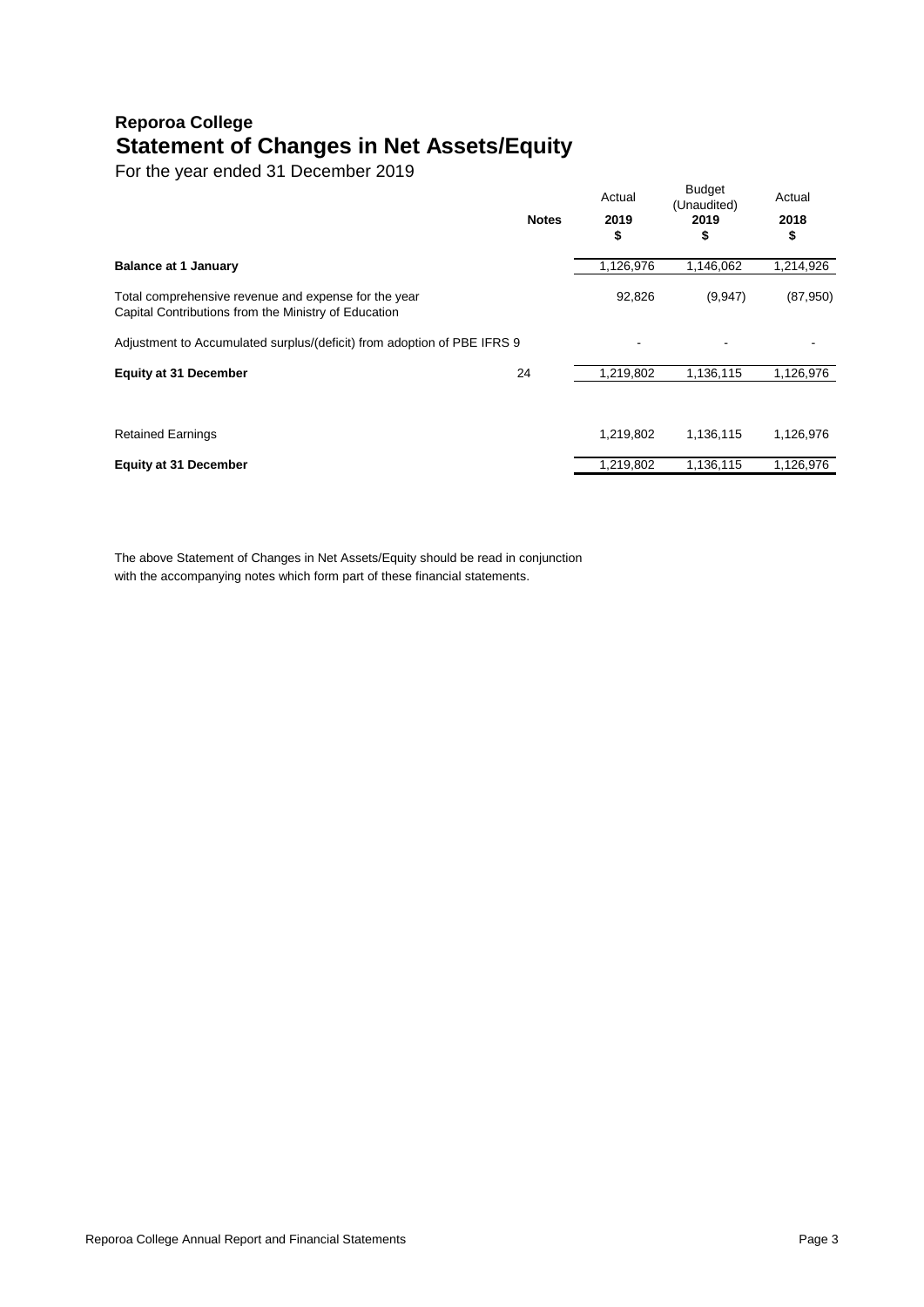# Reporoa College

## Statement of Changes in Net Assets/Equity

For the year ended 31 December 2019

| | Notes | Actual 2019 $ | Budget (Unaudited) 2019 $ | Actual 2018 $ |
|---|---|---|---|---|
| **Balance at 1 January** | | 1,126,976 | 1,146,062 | 1,214,926 |
| Total comprehensive revenue and expense for the year<br>Capital Contributions from the Ministry of Education | | 92,826 | (9,947) | (87,950) |
| Adjustment to Accumulated surplus/(deficit) from adoption of PBE IFRS 9 | | - | - | - |
| **Equity at 31 December** | 24 | 1,219,802 | 1,136,115 | 1,126,976 |
| | | | | |
| Retained Earnings | | 1,219,802 | 1,136,115 | 1,126,976 |
| **Equity at 31 December** | | 1,219,802 | 1,136,115 | 1,126,976 |

The above Statement of Changes in Net Assets/Equity should be read in conjunction with the accompanying notes which form part of these financial statements.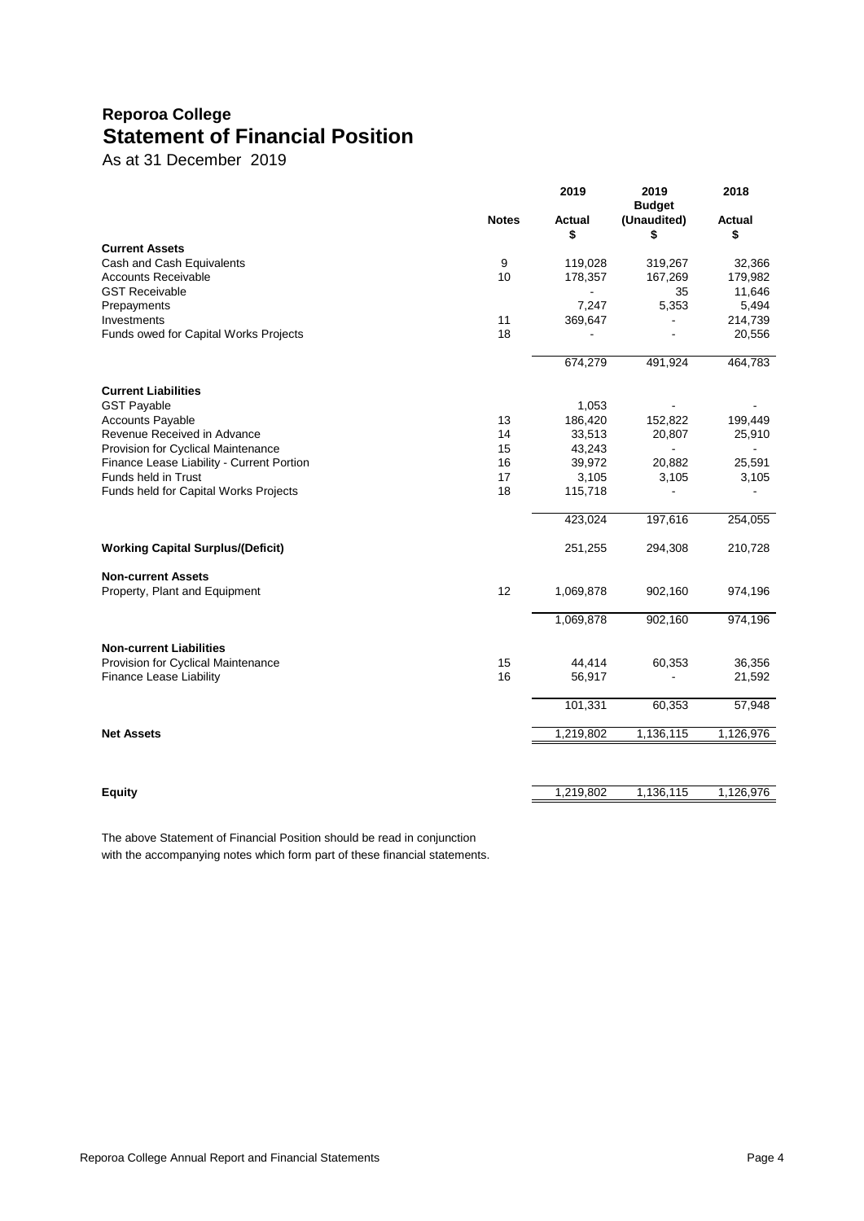# Reporoa College

## Statement of Financial Position

As at 31 December 2019

| | Notes | 2019 Actual $ | 2019 Budget (Unaudited) $ | 2018 Actual $ |
|---|---|---|---|---|
| **Current Assets** | | | | |
| Cash and Cash Equivalents | 9 | 119,028 | 319,267 | 32,366 |
| Accounts Receivable | 10 | 178,357 | 167,269 | 179,982 |
| GST Receivable | | - | 35 | 11,646 |
| Prepayments | | 7,247 | 5,353 | 5,494 |
| Investments | 11 | 369,647 | - | 214,739 |
| Funds owed for Capital Works Projects | 18 | - | - | 20,556 |
| | | 674,279 | 491,924 | 464,783 |
| **Current Liabilities** | | | | |
| GST Payable | | 1,053 | - | - |
| Accounts Payable | 13 | 186,420 | 152,822 | 199,449 |
| Revenue Received in Advance | 14 | 33,513 | 20,807 | 25,910 |
| Provision for Cyclical Maintenance | 15 | 43,243 | - | - |
| Finance Lease Liability - Current Portion | 16 | 39,972 | 20,882 | 25,591 |
| Funds held in Trust | 17 | 3,105 | 3,105 | 3,105 |
| Funds held for Capital Works Projects | 18 | 115,718 | - | - |
| | | 423,024 | 197,616 | 254,055 |
| **Working Capital Surplus/(Deficit)** | | 251,255 | 294,308 | 210,728 |
| **Non-current Assets** | | | | |
| Property, Plant and Equipment | 12 | 1,069,878 | 902,160 | 974,196 |
| | | 1,069,878 | 902,160 | 974,196 |
| **Non-current Liabilities** | | | | |
| Provision for Cyclical Maintenance | 15 | 44,414 | 60,353 | 36,356 |
| Finance Lease Liability | 16 | 56,917 | - | 21,592 |
| | | 101,331 | 60,353 | 57,948 |
| **Net Assets** | | 1,219,802 | 1,136,115 | 1,126,976 |
| **Equity** | | 1,219,802 | 1,136,115 | 1,126,976 |

The above Statement of Financial Position should be read in conjunction with the accompanying notes which form part of these financial statements.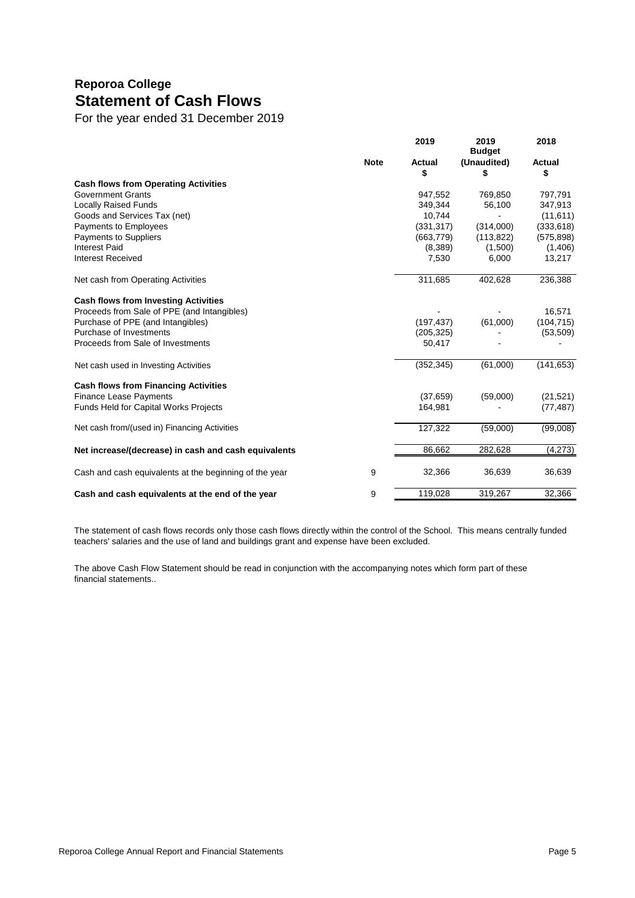# Reporoa College

## Statement of Cash Flows

For the year ended 31 December 2019

| | Note | 2019 Actual $ | 2019 Budget (Unaudited) $ | 2018 Actual $ |
|---|---|---|---|---|
| **Cash flows from Operating Activities** | | | | |
| Government Grants | | 947,552 | 769,850 | 797,791 |
| Locally Raised Funds | | 349,344 | 56,100 | 347,913 |
| Goods and Services Tax (net) | | 10,744 | - | (11,611) |
| Payments to Employees | | (331,317) | (314,000) | (333,618) |
| Payments to Suppliers | | (663,779) | (113,822) | (575,898) |
| Interest Paid | | (8,389) | (1,500) | (1,406) |
| Interest Received | | 7,530 | 6,000 | 13,217 |
| Net cash from Operating Activities | | 311,685 | 402,628 | 236,388 |
| **Cash flows from Investing Activities** | | | | |
| Proceeds from Sale of PPE (and Intangibles) | | - | - | 16,571 |
| Purchase of PPE (and Intangibles) | | (197,437) | (61,000) | (104,715) |
| Purchase of Investments | | (205,325) | - | (53,509) |
| Proceeds from Sale of Investments | | 50,417 | - | - |
| Net cash used in Investing Activities | | (352,345) | (61,000) | (141,653) |
| **Cash flows from Financing Activities** | | | | |
| Finance Lease Payments | | (37,659) | (59,000) | (21,521) |
| Funds Held for Capital Works Projects | | 164,981 | - | (77,487) |
| Net cash from/(used in) Financing Activities | | 127,322 | (59,000) | (99,008) |
| **Net increase/(decrease) in cash and cash equivalents** | | 86,662 | 282,628 | (4,273) |
| Cash and cash equivalents at the beginning of the year | 9 | 32,366 | 36,639 | 36,639 |
| **Cash and cash equivalents at the end of the year** | 9 | 119,028 | 319,267 | 32,366 |

The statement of cash flows records only those cash flows directly within the control of the School. This means centrally funded teachers' salaries and the use of land and buildings grant and expense have been excluded.

The above Cash Flow Statement should be read in conjunction with the accompanying notes which form part of these financial statements..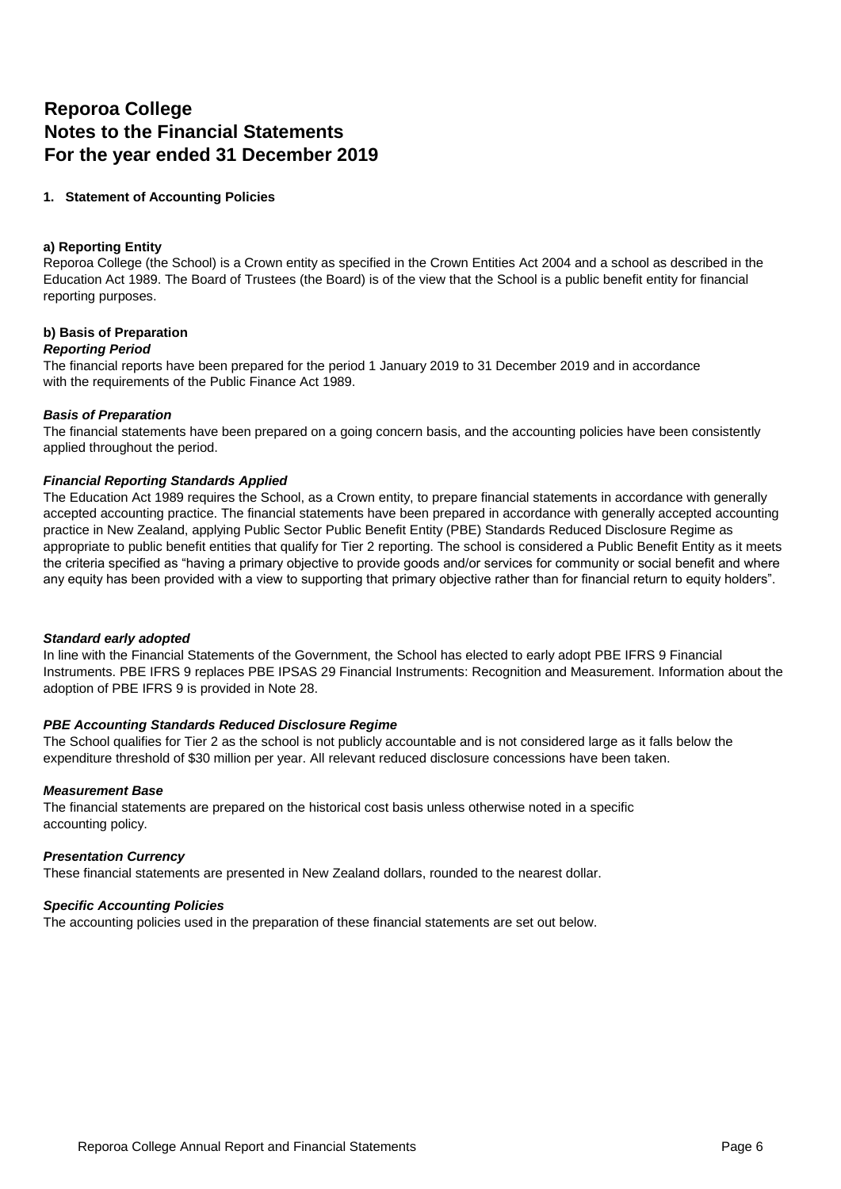# Reporoa College
# Notes to the Financial Statements
# For the year ended 31 December 2019

**1. Statement of Accounting Policies**

**a) Reporting Entity**

Reporoa College (the School) is a Crown entity as specified in the Crown Entities Act 2004 and a school as described in the Education Act 1989. The Board of Trustees (the Board) is of the view that the School is a public benefit entity for financial reporting purposes.

**b) Basis of Preparation**

***Reporting Period***

The financial reports have been prepared for the period 1 January 2019 to 31 December 2019 and in accordance with the requirements of the Public Finance Act 1989.

***Basis of Preparation***

The financial statements have been prepared on a going concern basis, and the accounting policies have been consistently applied throughout the period.

***Financial Reporting Standards Applied***

The Education Act 1989 requires the School, as a Crown entity, to prepare financial statements in accordance with generally accepted accounting practice. The financial statements have been prepared in accordance with generally accepted accounting practice in New Zealand, applying Public Sector Public Benefit Entity (PBE) Standards Reduced Disclosure Regime as appropriate to public benefit entities that qualify for Tier 2 reporting. The school is considered a Public Benefit Entity as it meets the criteria specified as "having a primary objective to provide goods and/or services for community or social benefit and where any equity has been provided with a view to supporting that primary objective rather than for financial return to equity holders".

***Standard early adopted***

In line with the Financial Statements of the Government, the School has elected to early adopt PBE IFRS 9 Financial Instruments. PBE IFRS 9 replaces PBE IPSAS 29 Financial Instruments: Recognition and Measurement. Information about the adoption of PBE IFRS 9 is provided in Note 28.

***PBE Accounting Standards Reduced Disclosure Regime***

The School qualifies for Tier 2 as the school is not publicly accountable and is not considered large as it falls below the expenditure threshold of $30 million per year. All relevant reduced disclosure concessions have been taken.

***Measurement Base***

The financial statements are prepared on the historical cost basis unless otherwise noted in a specific accounting policy.

***Presentation Currency***

These financial statements are presented in New Zealand dollars, rounded to the nearest dollar.

***Specific Accounting Policies***

The accounting policies used in the preparation of these financial statements are set out below.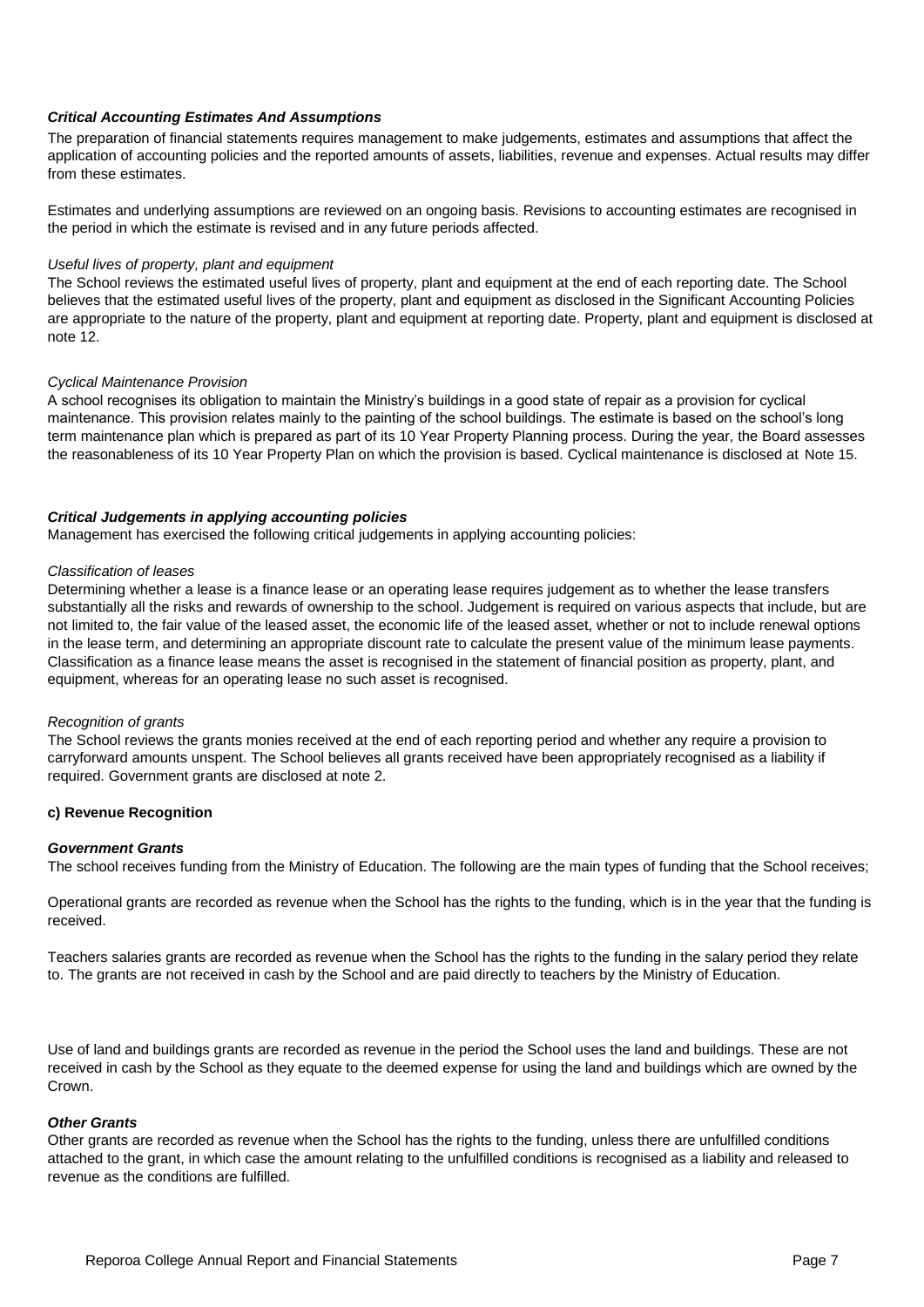***Critical Accounting Estimates And Assumptions***

The preparation of financial statements requires management to make judgements, estimates and assumptions that affect the application of accounting policies and the reported amounts of assets, liabilities, revenue and expenses. Actual results may differ from these estimates.

Estimates and underlying assumptions are reviewed on an ongoing basis. Revisions to accounting estimates are recognised in the period in which the estimate is revised and in any future periods affected.

*Useful lives of property, plant and equipment*

The School reviews the estimated useful lives of property, plant and equipment at the end of each reporting date. The School believes that the estimated useful lives of the property, plant and equipment as disclosed in the Significant Accounting Policies are appropriate to the nature of the property, plant and equipment at reporting date. Property, plant and equipment is disclosed at note 12.

*Cyclical Maintenance Provision*

A school recognises its obligation to maintain the Ministry's buildings in a good state of repair as a provision for cyclical maintenance. This provision relates mainly to the painting of the school buildings. The estimate is based on the school's long term maintenance plan which is prepared as part of its 10 Year Property Planning process. During the year, the Board assesses the reasonableness of its 10 Year Property Plan on which the provision is based. Cyclical maintenance is disclosed at Note 15.

***Critical Judgements in applying accounting policies***

Management has exercised the following critical judgements in applying accounting policies:

*Classification of leases*

Determining whether a lease is a finance lease or an operating lease requires judgement as to whether the lease transfers substantially all the risks and rewards of ownership to the school. Judgement is required on various aspects that include, but are not limited to, the fair value of the leased asset, the economic life of the leased asset, whether or not to include renewal options in the lease term, and determining an appropriate discount rate to calculate the present value of the minimum lease payments. Classification as a finance lease means the asset is recognised in the statement of financial position as property, plant, and equipment, whereas for an operating lease no such asset is recognised.

*Recognition of grants*

The School reviews the grants monies received at the end of each reporting period and whether any require a provision to carryforward amounts unspent. The School believes all grants received have been appropriately recognised as a liability if required. Government grants are disclosed at note 2.

**c) Revenue Recognition**

***Government Grants***

The school receives funding from the Ministry of Education. The following are the main types of funding that the School receives;

Operational grants are recorded as revenue when the School has the rights to the funding, which is in the year that the funding is received.

Teachers salaries grants are recorded as revenue when the School has the rights to the funding in the salary period they relate to. The grants are not received in cash by the School and are paid directly to teachers by the Ministry of Education.

Use of land and buildings grants are recorded as revenue in the period the School uses the land and buildings. These are not received in cash by the School as they equate to the deemed expense for using the land and buildings which are owned by the Crown.

***Other Grants***

Other grants are recorded as revenue when the School has the rights to the funding, unless there are unfulfilled conditions attached to the grant, in which case the amount relating to the unfulfilled conditions is recognised as a liability and released to revenue as the conditions are fulfilled.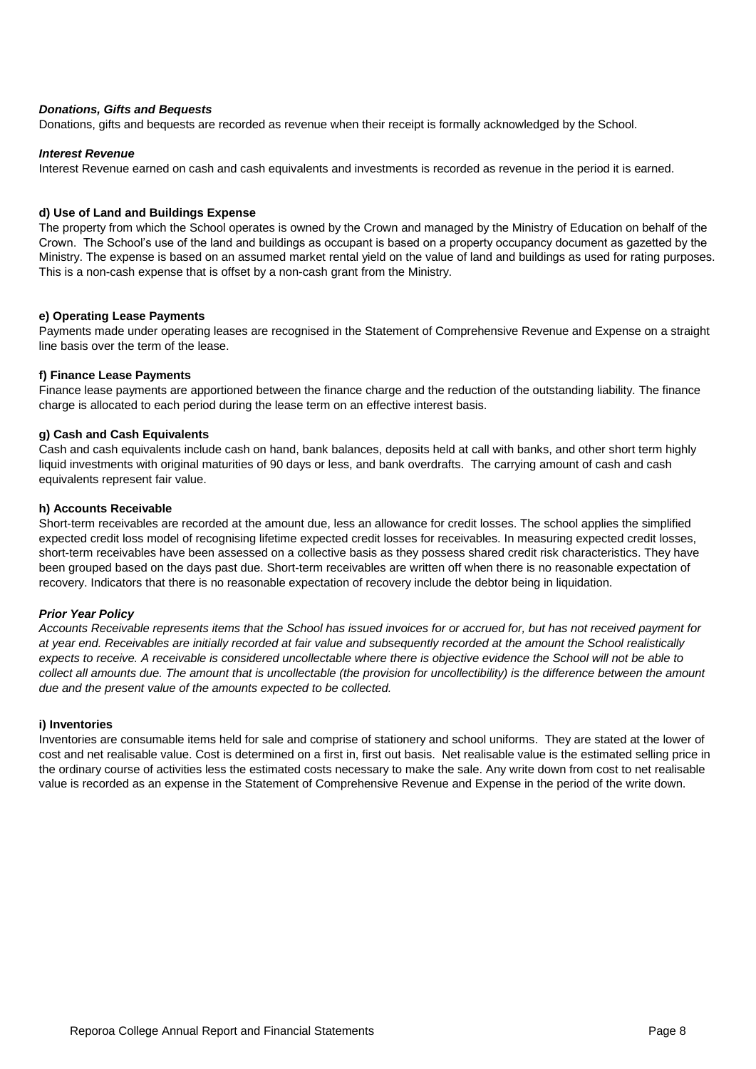***Donations, Gifts and Bequests***

Donations, gifts and bequests are recorded as revenue when their receipt is formally acknowledged by the School.

***Interest Revenue***

Interest Revenue earned on cash and cash equivalents and investments is recorded as revenue in the period it is earned.

**d) Use of Land and Buildings Expense**

The property from which the School operates is owned by the Crown and managed by the Ministry of Education on behalf of the Crown. The School's use of the land and buildings as occupant is based on a property occupancy document as gazetted by the Ministry. The expense is based on an assumed market rental yield on the value of land and buildings as used for rating purposes. This is a non-cash expense that is offset by a non-cash grant from the Ministry.

**e) Operating Lease Payments**

Payments made under operating leases are recognised in the Statement of Comprehensive Revenue and Expense on a straight line basis over the term of the lease.

**f) Finance Lease Payments**

Finance lease payments are apportioned between the finance charge and the reduction of the outstanding liability. The finance charge is allocated to each period during the lease term on an effective interest basis.

**g) Cash and Cash Equivalents**

Cash and cash equivalents include cash on hand, bank balances, deposits held at call with banks, and other short term highly liquid investments with original maturities of 90 days or less, and bank overdrafts. The carrying amount of cash and cash equivalents represent fair value.

**h) Accounts Receivable**

Short-term receivables are recorded at the amount due, less an allowance for credit losses. The school applies the simplified expected credit loss model of recognising lifetime expected credit losses for receivables. In measuring expected credit losses, short-term receivables have been assessed on a collective basis as they possess shared credit risk characteristics. They have been grouped based on the days past due. Short-term receivables are written off when there is no reasonable expectation of recovery. Indicators that there is no reasonable expectation of recovery include the debtor being in liquidation.

***Prior Year Policy***

*Accounts Receivable represents items that the School has issued invoices for or accrued for, but has not received payment for at year end. Receivables are initially recorded at fair value and subsequently recorded at the amount the School realistically expects to receive. A receivable is considered uncollectable where there is objective evidence the School will not be able to collect all amounts due. The amount that is uncollectable (the provision for uncollectibility) is the difference between the amount due and the present value of the amounts expected to be collected.*

**i) Inventories**

Inventories are consumable items held for sale and comprise of stationery and school uniforms. They are stated at the lower of cost and net realisable value. Cost is determined on a first in, first out basis. Net realisable value is the estimated selling price in the ordinary course of activities less the estimated costs necessary to make the sale. Any write down from cost to net realisable value is recorded as an expense in the Statement of Comprehensive Revenue and Expense in the period of the write down.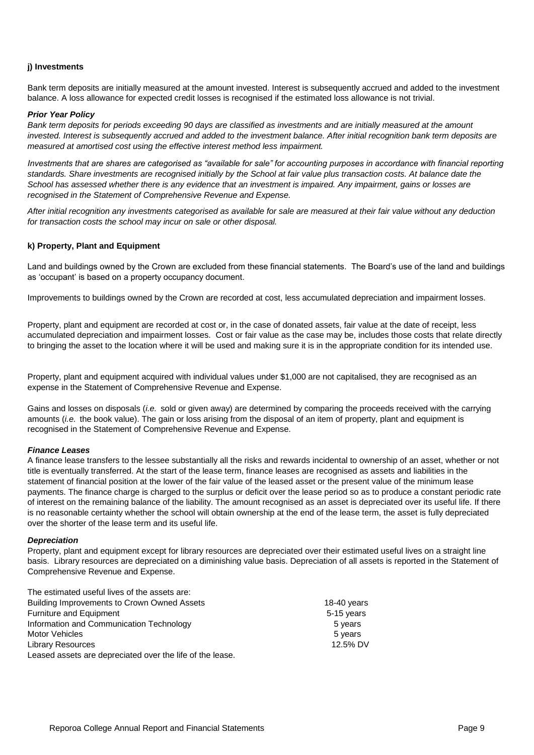**j) Investments**

Bank term deposits are initially measured at the amount invested. Interest is subsequently accrued and added to the investment balance. A loss allowance for expected credit losses is recognised if the estimated loss allowance is not trivial.

***Prior Year Policy***

*Bank term deposits for periods exceeding 90 days are classified as investments and are initially measured at the amount invested. Interest is subsequently accrued and added to the investment balance. After initial recognition bank term deposits are measured at amortised cost using the effective interest method less impairment.*

*Investments that are shares are categorised as "available for sale" for accounting purposes in accordance with financial reporting standards. Share investments are recognised initially by the School at fair value plus transaction costs. At balance date the School has assessed whether there is any evidence that an investment is impaired. Any impairment, gains or losses are recognised in the Statement of Comprehensive Revenue and Expense.*

*After initial recognition any investments categorised as available for sale are measured at their fair value without any deduction for transaction costs the school may incur on sale or other disposal.*

**k) Property, Plant and Equipment**

Land and buildings owned by the Crown are excluded from these financial statements. The Board's use of the land and buildings as 'occupant' is based on a property occupancy document.

Improvements to buildings owned by the Crown are recorded at cost, less accumulated depreciation and impairment losses.

Property, plant and equipment are recorded at cost or, in the case of donated assets, fair value at the date of receipt, less accumulated depreciation and impairment losses. Cost or fair value as the case may be, includes those costs that relate directly to bringing the asset to the location where it will be used and making sure it is in the appropriate condition for its intended use.

Property, plant and equipment acquired with individual values under $1,000 are not capitalised, they are recognised as an expense in the Statement of Comprehensive Revenue and Expense.

Gains and losses on disposals (*i.e.* sold or given away) are determined by comparing the proceeds received with the carrying amounts (*i.e.* the book value). The gain or loss arising from the disposal of an item of property, plant and equipment is recognised in the Statement of Comprehensive Revenue and Expense.

***Finance Leases***

A finance lease transfers to the lessee substantially all the risks and rewards incidental to ownership of an asset, whether or not title is eventually transferred. At the start of the lease term, finance leases are recognised as assets and liabilities in the statement of financial position at the lower of the fair value of the leased asset or the present value of the minimum lease payments. The finance charge is charged to the surplus or deficit over the lease period so as to produce a constant periodic rate of interest on the remaining balance of the liability. The amount recognised as an asset is depreciated over its useful life. If there is no reasonable certainty whether the school will obtain ownership at the end of the lease term, the asset is fully depreciated over the shorter of the lease term and its useful life.

***Depreciation***

Property, plant and equipment except for library resources are depreciated over their estimated useful lives on a straight line basis. Library resources are depreciated on a diminishing value basis. Depreciation of all assets is reported in the Statement of Comprehensive Revenue and Expense.

The estimated useful lives of the assets are:

| | |
|---|---|
| Building Improvements to Crown Owned Assets | 18-40 years |
| Furniture and Equipment | 5-15 years |
| Information and Communication Technology | 5 years |
| Motor Vehicles | 5 years |
| Library Resources | 12.5% DV |

Leased assets are depreciated over the life of the lease.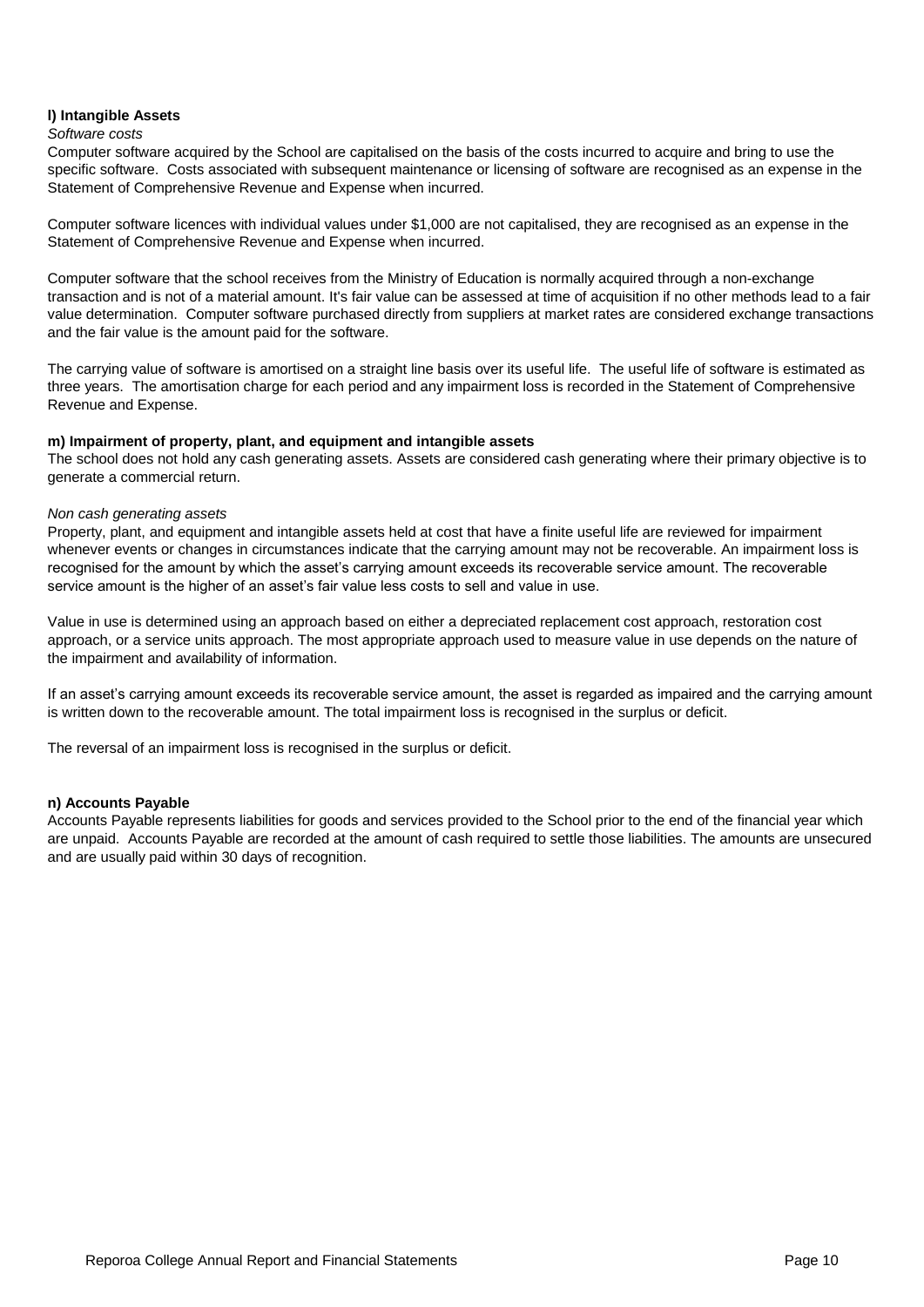**l) Intangible Assets**

*Software costs*

Computer software acquired by the School are capitalised on the basis of the costs incurred to acquire and bring to use the specific software. Costs associated with subsequent maintenance or licensing of software are recognised as an expense in the Statement of Comprehensive Revenue and Expense when incurred.

Computer software licences with individual values under $1,000 are not capitalised, they are recognised as an expense in the Statement of Comprehensive Revenue and Expense when incurred.

Computer software that the school receives from the Ministry of Education is normally acquired through a non-exchange transaction and is not of a material amount. It's fair value can be assessed at time of acquisition if no other methods lead to a fair value determination. Computer software purchased directly from suppliers at market rates are considered exchange transactions and the fair value is the amount paid for the software.

The carrying value of software is amortised on a straight line basis over its useful life. The useful life of software is estimated as three years. The amortisation charge for each period and any impairment loss is recorded in the Statement of Comprehensive Revenue and Expense.

**m) Impairment of property, plant, and equipment and intangible assets**

The school does not hold any cash generating assets. Assets are considered cash generating where their primary objective is to generate a commercial return.

*Non cash generating assets*

Property, plant, and equipment and intangible assets held at cost that have a finite useful life are reviewed for impairment whenever events or changes in circumstances indicate that the carrying amount may not be recoverable. An impairment loss is recognised for the amount by which the asset's carrying amount exceeds its recoverable service amount. The recoverable service amount is the higher of an asset's fair value less costs to sell and value in use.

Value in use is determined using an approach based on either a depreciated replacement cost approach, restoration cost approach, or a service units approach. The most appropriate approach used to measure value in use depends on the nature of the impairment and availability of information.

If an asset's carrying amount exceeds its recoverable service amount, the asset is regarded as impaired and the carrying amount is written down to the recoverable amount. The total impairment loss is recognised in the surplus or deficit.

The reversal of an impairment loss is recognised in the surplus or deficit.

**n) Accounts Payable**

Accounts Payable represents liabilities for goods and services provided to the School prior to the end of the financial year which are unpaid. Accounts Payable are recorded at the amount of cash required to settle those liabilities. The amounts are unsecured and are usually paid within 30 days of recognition.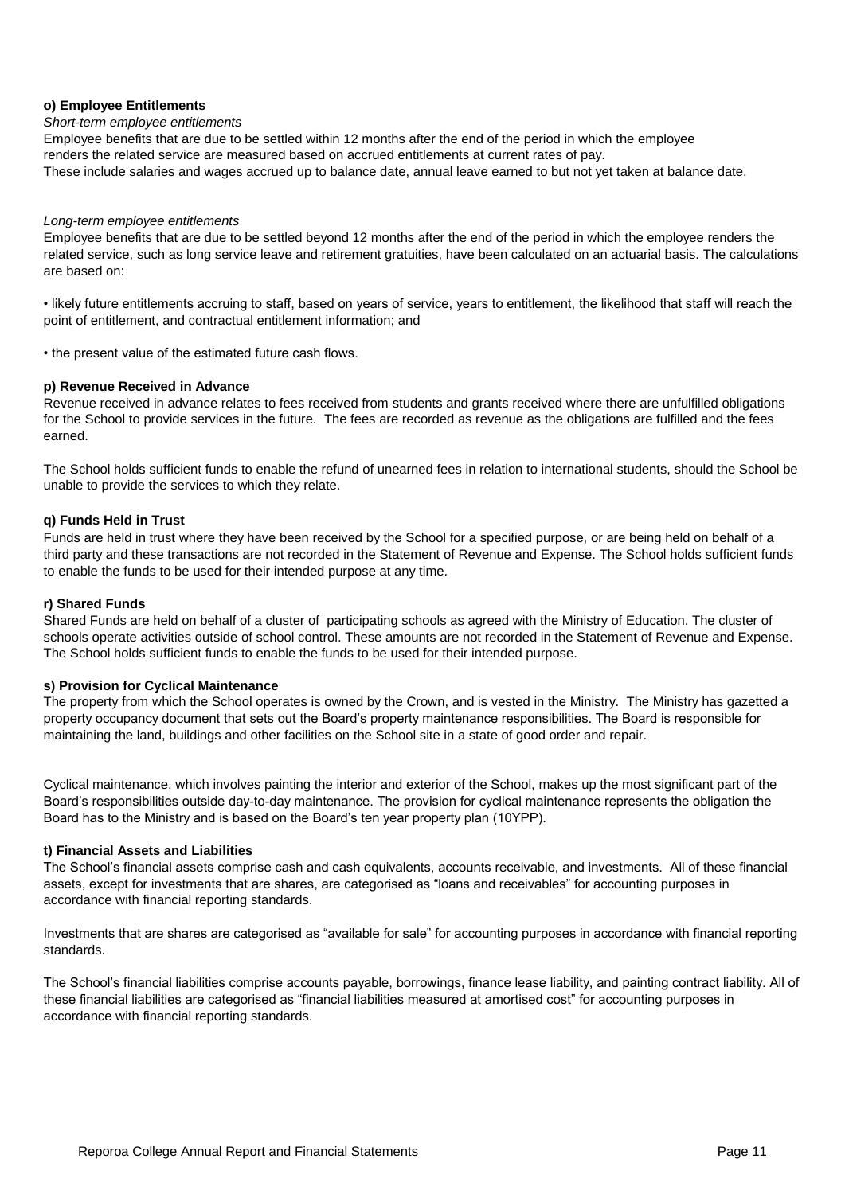**o) Employee Entitlements**

*Short-term employee entitlements*

Employee benefits that are due to be settled within 12 months after the end of the period in which the employee renders the related service are measured based on accrued entitlements at current rates of pay.
These include salaries and wages accrued up to balance date, annual leave earned to but not yet taken at balance date.

*Long-term employee entitlements*

Employee benefits that are due to be settled beyond 12 months after the end of the period in which the employee renders the related service, such as long service leave and retirement gratuities, have been calculated on an actuarial basis. The calculations are based on:

• likely future entitlements accruing to staff, based on years of service, years to entitlement, the likelihood that staff will reach the point of entitlement, and contractual entitlement information; and

• the present value of the estimated future cash flows.

**p) Revenue Received in Advance**

Revenue received in advance relates to fees received from students and grants received where there are unfulfilled obligations for the School to provide services in the future. The fees are recorded as revenue as the obligations are fulfilled and the fees earned.

The School holds sufficient funds to enable the refund of unearned fees in relation to international students, should the School be unable to provide the services to which they relate.

**q) Funds Held in Trust**

Funds are held in trust where they have been received by the School for a specified purpose, or are being held on behalf of a third party and these transactions are not recorded in the Statement of Revenue and Expense. The School holds sufficient funds to enable the funds to be used for their intended purpose at any time.

**r) Shared Funds**

Shared Funds are held on behalf of a cluster of participating schools as agreed with the Ministry of Education. The cluster of schools operate activities outside of school control. These amounts are not recorded in the Statement of Revenue and Expense. The School holds sufficient funds to enable the funds to be used for their intended purpose.

**s) Provision for Cyclical Maintenance**

The property from which the School operates is owned by the Crown, and is vested in the Ministry. The Ministry has gazetted a property occupancy document that sets out the Board's property maintenance responsibilities. The Board is responsible for maintaining the land, buildings and other facilities on the School site in a state of good order and repair.

Cyclical maintenance, which involves painting the interior and exterior of the School, makes up the most significant part of the Board's responsibilities outside day-to-day maintenance. The provision for cyclical maintenance represents the obligation the Board has to the Ministry and is based on the Board's ten year property plan (10YPP).

**t) Financial Assets and Liabilities**

The School's financial assets comprise cash and cash equivalents, accounts receivable, and investments. All of these financial assets, except for investments that are shares, are categorised as "loans and receivables" for accounting purposes in accordance with financial reporting standards.

Investments that are shares are categorised as "available for sale" for accounting purposes in accordance with financial reporting standards.

The School's financial liabilities comprise accounts payable, borrowings, finance lease liability, and painting contract liability. All of these financial liabilities are categorised as "financial liabilities measured at amortised cost" for accounting purposes in accordance with financial reporting standards.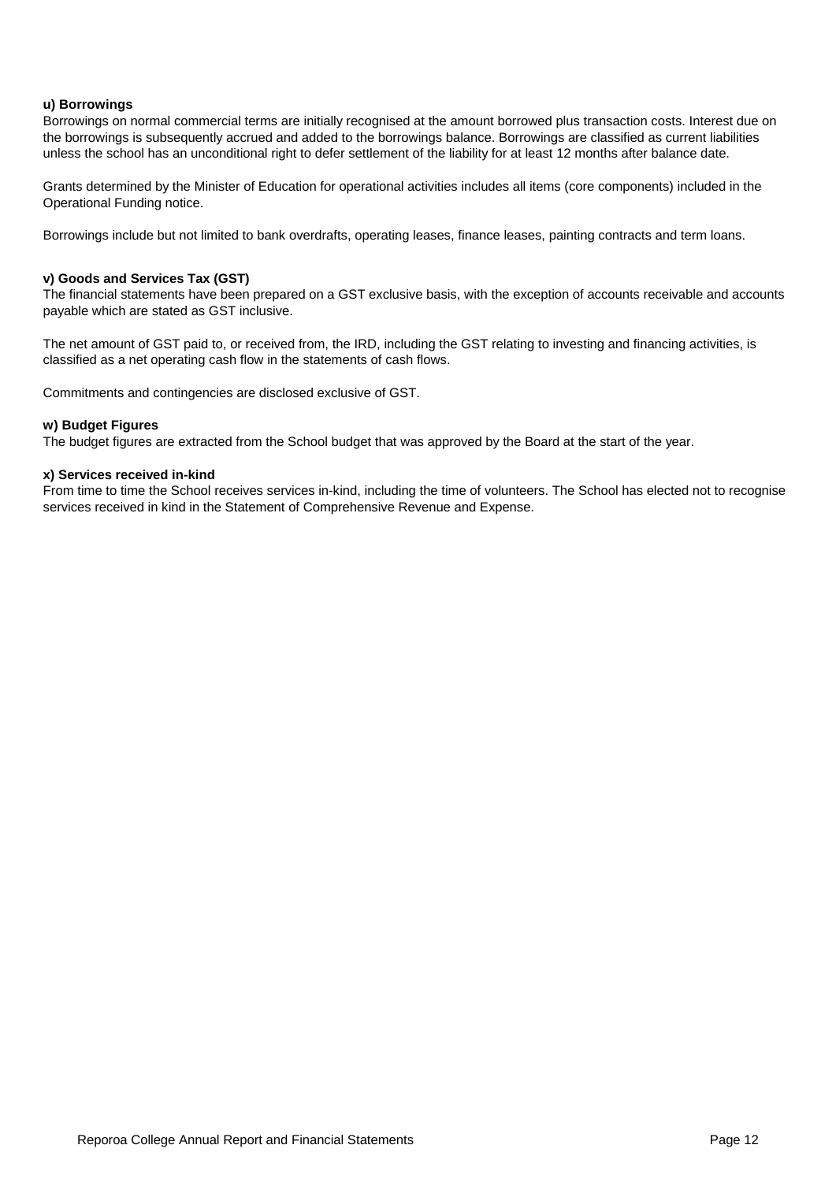**u) Borrowings**

Borrowings on normal commercial terms are initially recognised at the amount borrowed plus transaction costs. Interest due on the borrowings is subsequently accrued and added to the borrowings balance. Borrowings are classified as current liabilities unless the school has an unconditional right to defer settlement of the liability for at least 12 months after balance date.

Grants determined by the Minister of Education for operational activities includes all items (core components) included in the Operational Funding notice.

Borrowings include but not limited to bank overdrafts, operating leases, finance leases, painting contracts and term loans.

**v) Goods and Services Tax (GST)**

The financial statements have been prepared on a GST exclusive basis, with the exception of accounts receivable and accounts payable which are stated as GST inclusive.

The net amount of GST paid to, or received from, the IRD, including the GST relating to investing and financing activities, is classified as a net operating cash flow in the statements of cash flows.

Commitments and contingencies are disclosed exclusive of GST.

**w) Budget Figures**

The budget figures are extracted from the School budget that was approved by the Board at the start of the year.

**x) Services received in-kind**

From time to time the School receives services in-kind, including the time of volunteers. The School has elected not to recognise services received in kind in the Statement of Comprehensive Revenue and Expense.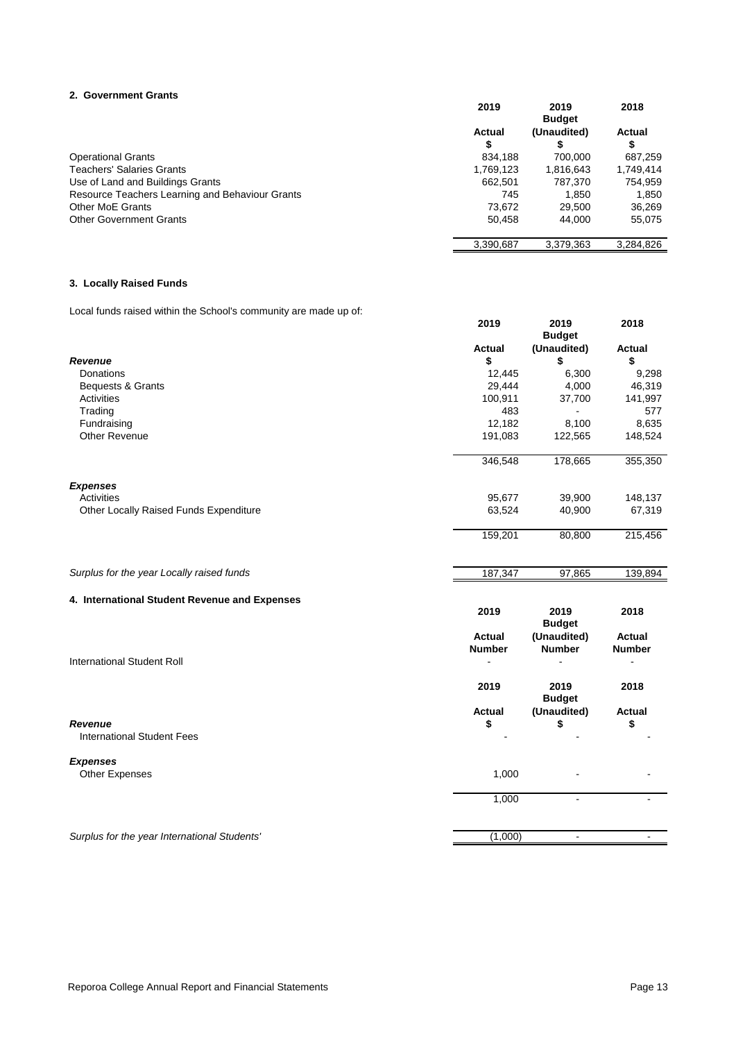## 2. Government Grants

| | 2019 Actual $ | 2019 Budget (Unaudited) $ | 2018 Actual $ |
|---|---|---|---|
| Operational Grants | 834,188 | 700,000 | 687,259 |
| Teachers' Salaries Grants | 1,769,123 | 1,816,643 | 1,749,414 |
| Use of Land and Buildings Grants | 662,501 | 787,370 | 754,959 |
| Resource Teachers Learning and Behaviour Grants | 745 | 1,850 | 1,850 |
| Other MoE Grants | 73,672 | 29,500 | 36,269 |
| Other Government Grants | 50,458 | 44,000 | 55,075 |
| | 3,390,687 | 3,379,363 | 3,284,826 |

## 3. Locally Raised Funds

Local funds raised within the School's community are made up of:

| | 2019 Actual $ | 2019 Budget (Unaudited) $ | 2018 Actual $ |
|---|---|---|---|
| ***Revenue*** | | | |
| Donations | 12,445 | 6,300 | 9,298 |
| Bequests & Grants | 29,444 | 4,000 | 46,319 |
| Activities | 100,911 | 37,700 | 141,997 |
| Trading | 483 | - | 577 |
| Fundraising | 12,182 | 8,100 | 8,635 |
| Other Revenue | 191,083 | 122,565 | 148,524 |
| | 346,548 | 178,665 | 355,350 |
| ***Expenses*** | | | |
| Activities | 95,677 | 39,900 | 148,137 |
| Other Locally Raised Funds Expenditure | 63,524 | 40,900 | 67,319 |
| | 159,201 | 80,800 | 215,456 |
| *Surplus for the year Locally raised funds* | 187,347 | 97,865 | 139,894 |

## 4. International Student Revenue and Expenses

| | 2019 Actual Number | 2019 Budget (Unaudited) Number | 2018 Actual Number |
|---|---|---|---|
| International Student Roll | - | - | - |

| | 2019 Actual $ | 2019 Budget (Unaudited) $ | 2018 Actual $ |
|---|---|---|---|
| ***Revenue*** | | | |
| International Student Fees | - | - | - |
| ***Expenses*** | | | |
| Other Expenses | 1,000 | - | - |
| | 1,000 | - | - |
| *Surplus for the year International Students'* | (1,000) | - | - |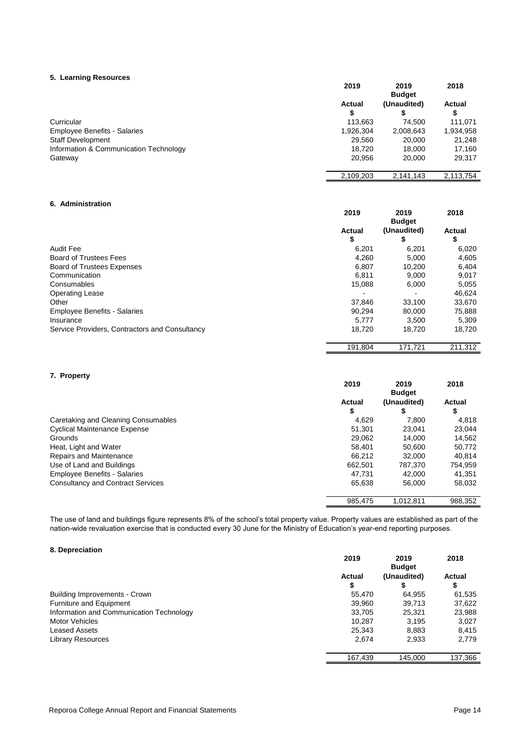### 5. Learning Resources

| | 2019 | 2019 Budget | 2018 |
|---|---|---|---|
| | Actual | (Unaudited) | Actual |
| | $ | $ | $ |
| Curricular | 113,663 | 74,500 | 111,071 |
| Employee Benefits - Salaries | 1,926,304 | 2,008,643 | 1,934,958 |
| Staff Development | 29,560 | 20,000 | 21,248 |
| Information & Communication Technology | 18,720 | 18,000 | 17,160 |
| Gateway | 20,956 | 20,000 | 29,317 |
| | 2,109,203 | 2,141,143 | 2,113,754 |

### 6. Administration

| | 2019 | 2019 Budget | 2018 |
|---|---|---|---|
| | Actual | (Unaudited) | Actual |
| | $ | $ | $ |
| Audit Fee | 6,201 | 6,201 | 6,020 |
| Board of Trustees Fees | 4,260 | 5,000 | 4,605 |
| Board of Trustees Expenses | 6,807 | 10,200 | 6,404 |
| Communication | 6,811 | 9,000 | 9,017 |
| Consumables | 15,088 | 6,000 | 5,055 |
| Operating Lease | - | - | 46,624 |
| Other | 37,846 | 33,100 | 33,670 |
| Employee Benefits - Salaries | 90,294 | 80,000 | 75,888 |
| Insurance | 5,777 | 3,500 | 5,309 |
| Service Providers, Contractors and Consultancy | 18,720 | 18,720 | 18,720 |
| | 191,804 | 171,721 | 211,312 |

### 7. Property

| | 2019 | 2019 Budget | 2018 |
|---|---|---|---|
| | Actual | (Unaudited) | Actual |
| | $ | $ | $ |
| Caretaking and Cleaning Consumables | 4,629 | 7,800 | 4,818 |
| Cyclical Maintenance Expense | 51,301 | 23,041 | 23,044 |
| Grounds | 29,062 | 14,000 | 14,562 |
| Heat, Light and Water | 58,401 | 50,600 | 50,772 |
| Repairs and Maintenance | 66,212 | 32,000 | 40,814 |
| Use of Land and Buildings | 662,501 | 787,370 | 754,959 |
| Employee Benefits - Salaries | 47,731 | 42,000 | 41,351 |
| Consultancy and Contract Services | 65,638 | 56,000 | 58,032 |
| | 985,475 | 1,012,811 | 988,352 |

The use of land and buildings figure represents 8% of the school's total property value. Property values are established as part of the nation-wide revaluation exercise that is conducted every 30 June for the Ministry of Education's year-end reporting purposes.

### 8. Depreciation

| | 2019 | 2019 Budget | 2018 |
|---|---|---|---|
| | Actual | (Unaudited) | Actual |
| | $ | $ | $ |
| Building Improvements - Crown | 55,470 | 64,955 | 61,535 |
| Furniture and Equipment | 39,960 | 39,713 | 37,622 |
| Information and Communication Technology | 33,705 | 25,321 | 23,988 |
| Motor Vehicles | 10,287 | 3,195 | 3,027 |
| Leased Assets | 25,343 | 8,883 | 8,415 |
| Library Resources | 2,674 | 2,933 | 2,779 |
| | 167,439 | 145,000 | 137,366 |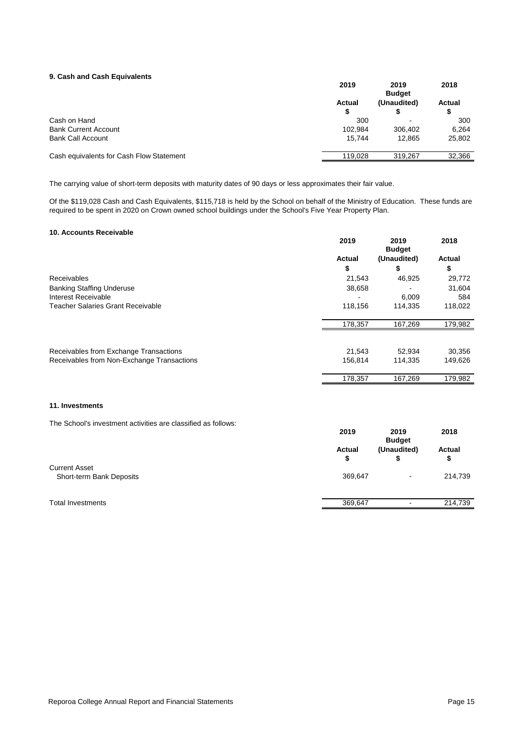## 9. Cash and Cash Equivalents

| | 2019 | 2019 Budget | 2018 |
|---|---|---|---|
| | Actual | (Unaudited) | Actual |
| | $ | $ | $ |
| Cash on Hand | 300 | - | 300 |
| Bank Current Account | 102,984 | 306,402 | 6,264 |
| Bank Call Account | 15,744 | 12,865 | 25,802 |
| Cash equivalents for Cash Flow Statement | 119,028 | 319,267 | 32,366 |

The carrying value of short-term deposits with maturity dates of 90 days or less approximates their fair value.

Of the $119,028 Cash and Cash Equivalents, $115,718 is held by the School on behalf of the Ministry of Education. These funds are required to be spent in 2020 on Crown owned school buildings under the School's Five Year Property Plan.

## 10. Accounts Receivable

| | 2019 | 2019 Budget | 2018 |
|---|---|---|---|
| | Actual | (Unaudited) | Actual |
| | $ | $ | $ |
| Receivables | 21,543 | 46,925 | 29,772 |
| Banking Staffing Underuse | 38,658 | - | 31,604 |
| Interest Receivable | - | 6,009 | 584 |
| Teacher Salaries Grant Receivable | 118,156 | 114,335 | 118,022 |
| | 178,357 | 167,269 | 179,982 |
| | | | |
| Receivables from Exchange Transactions | 21,543 | 52,934 | 30,356 |
| Receivables from Non-Exchange Transactions | 156,814 | 114,335 | 149,626 |
| | 178,357 | 167,269 | 179,982 |

## 11. Investments

The School's investment activities are classified as follows:

| | 2019 | 2019 Budget | 2018 |
|---|---|---|---|
| | Actual | (Unaudited) | Actual |
| | $ | $ | $ |
| Current Asset | | | |
| Short-term Bank Deposits | 369,647 | - | 214,739 |
| | | | |
| Total Investments | 369,647 | - | 214,739 |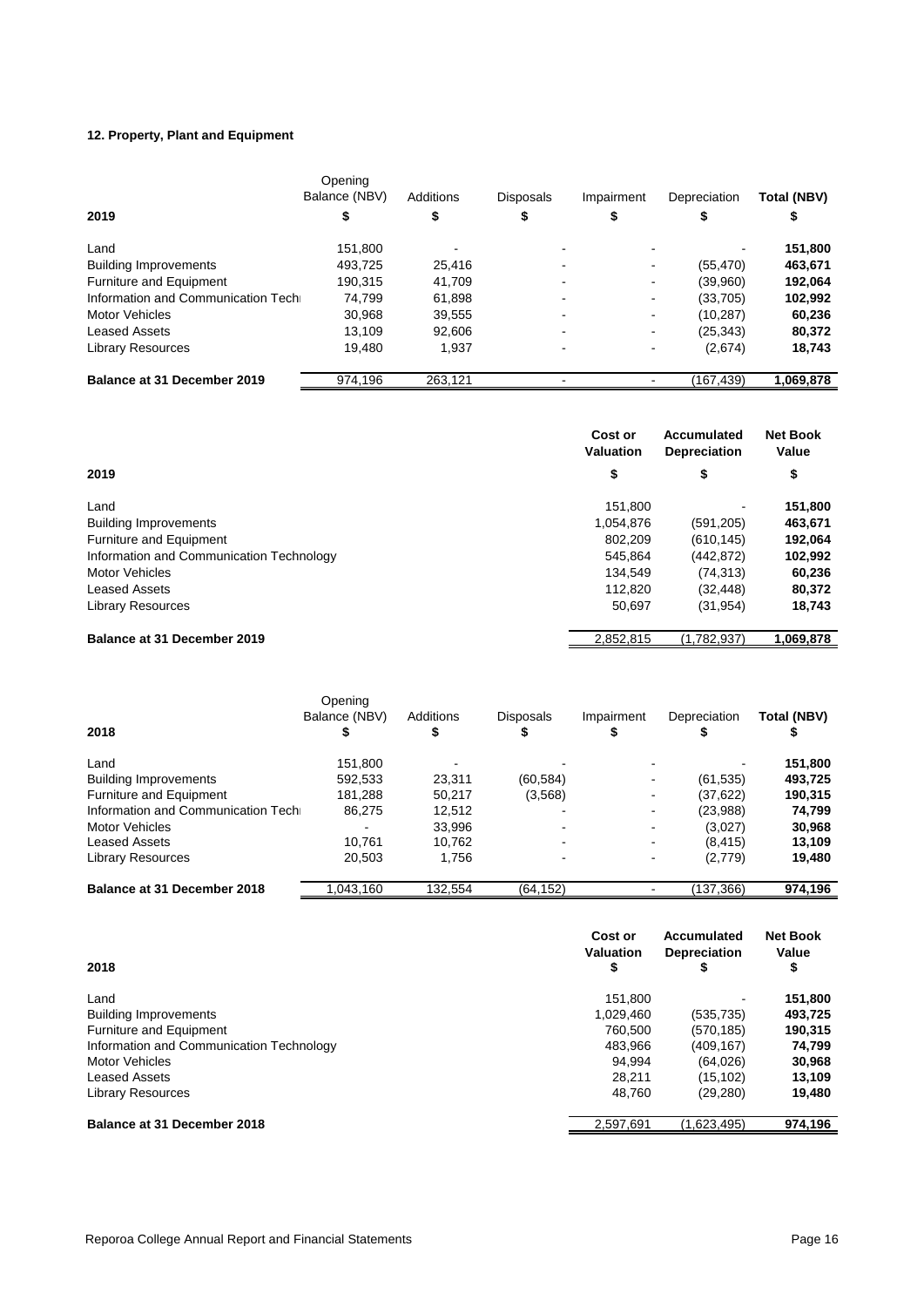## 12. Property, Plant and Equipment

| 2019 | Opening Balance (NBV) $ | Additions $ | Disposals $ | Impairment $ | Depreciation $ | Total (NBV) $ |
|---|---|---|---|---|---|---|
| Land | 151,800 | - | - | - | - | **151,800** |
| Building Improvements | 493,725 | 25,416 | - | - | (55,470) | **463,671** |
| Furniture and Equipment | 190,315 | 41,709 | - | - | (39,960) | **192,064** |
| Information and Communication Techn | 74,799 | 61,898 | - | - | (33,705) | **102,992** |
| Motor Vehicles | 30,968 | 39,555 | - | - | (10,287) | **60,236** |
| Leased Assets | 13,109 | 92,606 | - | - | (25,343) | **80,372** |
| Library Resources | 19,480 | 1,937 | - | - | (2,674) | **18,743** |
| **Balance at 31 December 2019** | 974,196 | 263,121 | - | - | (167,439) | **1,069,878** |

| 2019 | Cost or Valuation $ | Accumulated Depreciation $ | Net Book Value $ |
|---|---|---|---|
| Land | 151,800 | - | **151,800** |
| Building Improvements | 1,054,876 | (591,205) | **463,671** |
| Furniture and Equipment | 802,209 | (610,145) | **192,064** |
| Information and Communication Technology | 545,864 | (442,872) | **102,992** |
| Motor Vehicles | 134,549 | (74,313) | **60,236** |
| Leased Assets | 112,820 | (32,448) | **80,372** |
| Library Resources | 50,697 | (31,954) | **18,743** |
| **Balance at 31 December 2019** | 2,852,815 | (1,782,937) | **1,069,878** |

| 2018 | Opening Balance (NBV) $ | Additions $ | Disposals $ | Impairment $ | Depreciation $ | Total (NBV) $ |
|---|---|---|---|---|---|---|
| Land | 151,800 | - | - | - | - | **151,800** |
| Building Improvements | 592,533 | 23,311 | (60,584) | - | (61,535) | **493,725** |
| Furniture and Equipment | 181,288 | 50,217 | (3,568) | - | (37,622) | **190,315** |
| Information and Communication Techn | 86,275 | 12,512 | - | - | (23,988) | **74,799** |
| Motor Vehicles | - | 33,996 | - | - | (3,027) | **30,968** |
| Leased Assets | 10,761 | 10,762 | - | - | (8,415) | **13,109** |
| Library Resources | 20,503 | 1,756 | - | - | (2,779) | **19,480** |
| **Balance at 31 December 2018** | 1,043,160 | 132,554 | (64,152) | - | (137,366) | **974,196** |

| 2018 | Cost or Valuation $ | Accumulated Depreciation $ | Net Book Value $ |
|---|---|---|---|
| Land | 151,800 | - | **151,800** |
| Building Improvements | 1,029,460 | (535,735) | **493,725** |
| Furniture and Equipment | 760,500 | (570,185) | **190,315** |
| Information and Communication Technology | 483,966 | (409,167) | **74,799** |
| Motor Vehicles | 94,994 | (64,026) | **30,968** |
| Leased Assets | 28,211 | (15,102) | **13,109** |
| Library Resources | 48,760 | (29,280) | **19,480** |
| **Balance at 31 December 2018** | 2,597,691 | (1,623,495) | **974,196** |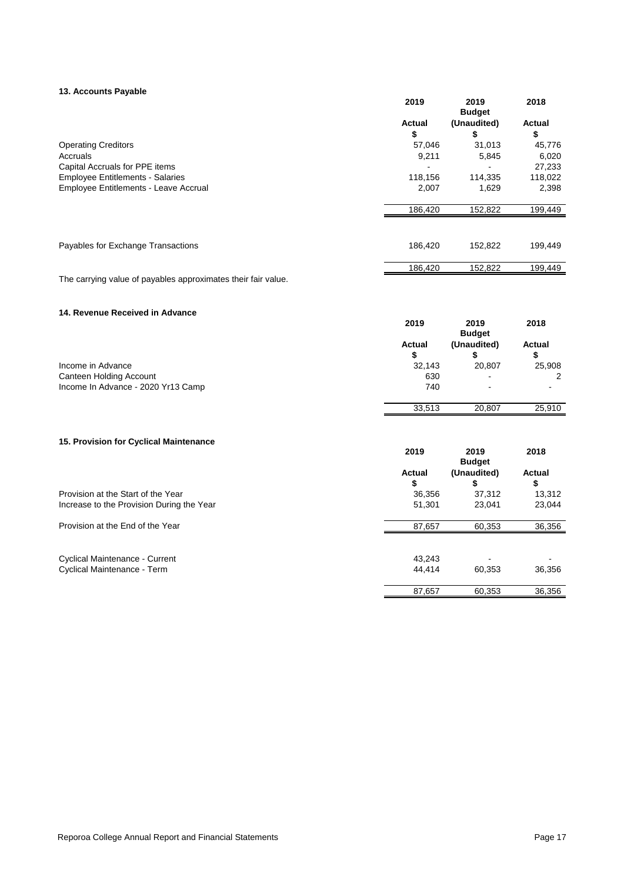### 13. Accounts Payable

| | 2019 Actual $ | 2019 Budget (Unaudited) $ | 2018 Actual $ |
|---|---|---|---|
| Operating Creditors | 57,046 | 31,013 | 45,776 |
| Accruals | 9,211 | 5,845 | 6,020 |
| Capital Accruals for PPE items | - | - | 27,233 |
| Employee Entitlements - Salaries | 118,156 | 114,335 | 118,022 |
| Employee Entitlements - Leave Accrual | 2,007 | 1,629 | 2,398 |
| | 186,420 | 152,822 | 199,449 |
| Payables for Exchange Transactions | 186,420 | 152,822 | 199,449 |
| | 186,420 | 152,822 | 199,449 |

The carrying value of payables approximates their fair value.

### 14. Revenue Received in Advance

| | 2019 Actual $ | 2019 Budget (Unaudited) $ | 2018 Actual $ |
|---|---|---|---|
| Income in Advance | 32,143 | 20,807 | 25,908 |
| Canteen Holding Account | 630 | - | 2 |
| Income In Advance - 2020 Yr13 Camp | 740 | - | - |
| | 33,513 | 20,807 | 25,910 |

### 15. Provision for Cyclical Maintenance

| | 2019 Actual $ | 2019 Budget (Unaudited) $ | 2018 Actual $ |
|---|---|---|---|
| Provision at the Start of the Year | 36,356 | 37,312 | 13,312 |
| Increase to the Provision During the Year | 51,301 | 23,041 | 23,044 |
| Provision at the End of the Year | 87,657 | 60,353 | 36,356 |
| Cyclical Maintenance - Current | 43,243 | - | - |
| Cyclical Maintenance - Term | 44,414 | 60,353 | 36,356 |
| | 87,657 | 60,353 | 36,356 |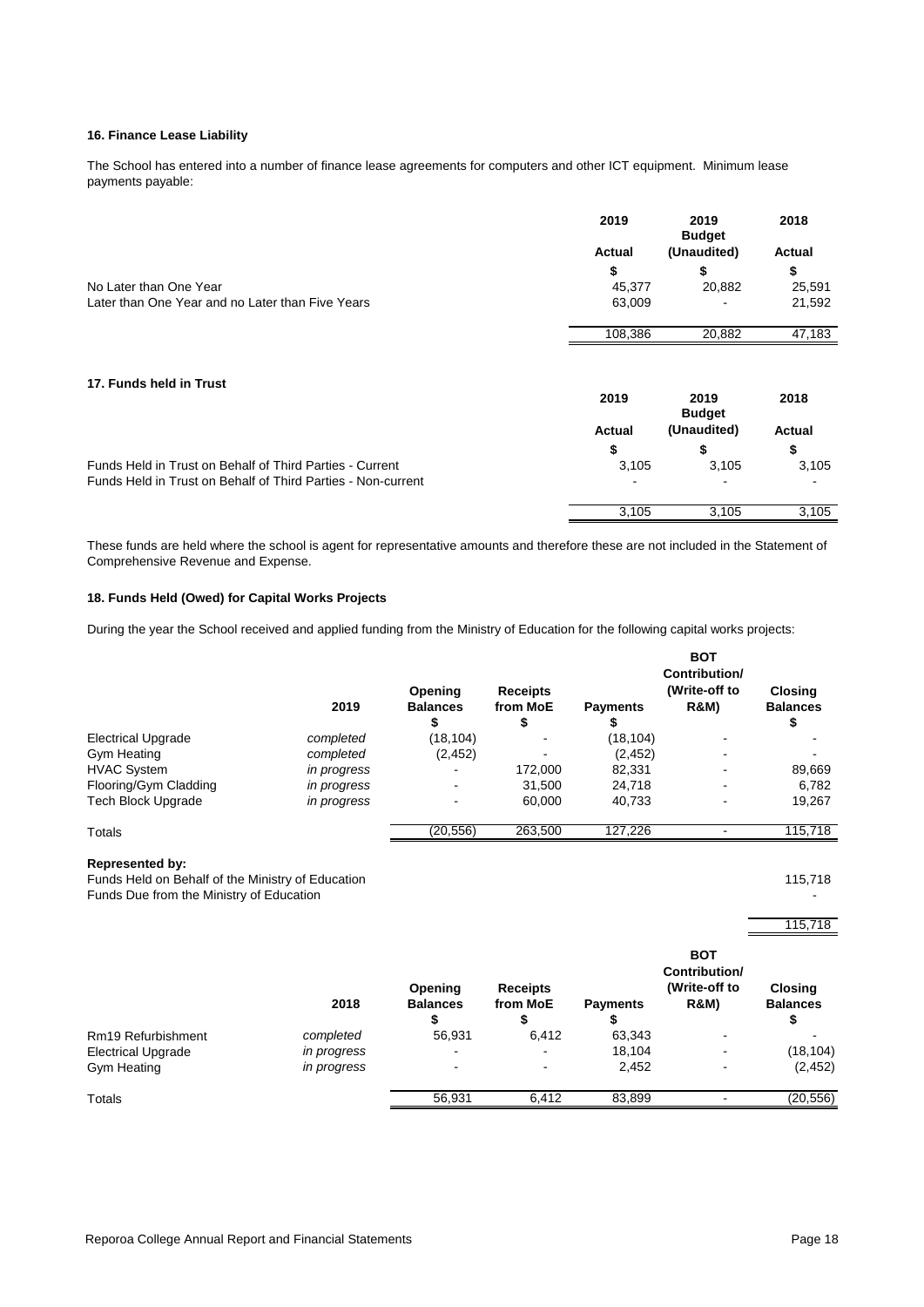### 16. Finance Lease Liability

The School has entered into a number of finance lease agreements for computers and other ICT equipment. Minimum lease payments payable:

| | 2019 | 2019 Budget | 2018 |
|---|---|---|---|
| | Actual | (Unaudited) | Actual |
| | $ | $ | $ |
| No Later than One Year | 45,377 | 20,882 | 25,591 |
| Later than One Year and no Later than Five Years | 63,009 | - | 21,592 |
| | 108,386 | 20,882 | 47,183 |

### 17. Funds held in Trust

| | 2019 | 2019 Budget | 2018 |
|---|---|---|---|
| | Actual | (Unaudited) | Actual |
| | $ | $ | $ |
| Funds Held in Trust on Behalf of Third Parties - Current | 3,105 | 3,105 | 3,105 |
| Funds Held in Trust on Behalf of Third Parties - Non-current | - | - | - |
| | 3,105 | 3,105 | 3,105 |

These funds are held where the school is agent for representative amounts and therefore these are not included in the Statement of Comprehensive Revenue and Expense.

### 18. Funds Held (Owed) for Capital Works Projects

During the year the School received and applied funding from the Ministry of Education for the following capital works projects:

| | 2019 | Opening Balances | Receipts from MoE | Payments | BOT Contribution/ (Write-off to R&M) | Closing Balances |
|---|---|---|---|---|---|---|
| | | $ | $ | $ | | $ |
| Electrical Upgrade | *completed* | (18,104) | - | (18,104) | - | - |
| Gym Heating | *completed* | (2,452) | - | (2,452) | - | - |
| HVAC System | *in progress* | - | 172,000 | 82,331 | - | 89,669 |
| Flooring/Gym Cladding | *in progress* | - | 31,500 | 24,718 | - | 6,782 |
| Tech Block Upgrade | *in progress* | - | 60,000 | 40,733 | - | 19,267 |
| Totals | | (20,556) | 263,500 | 127,226 | - | 115,718 |

**Represented by:**

| | |
|---|---|
| Funds Held on Behalf of the Ministry of Education | 115,718 |
| Funds Due from the Ministry of Education | - |
| | 115,718 |

| | 2018 | Opening Balances | Receipts from MoE | Payments | BOT Contribution/ (Write-off to R&M) | Closing Balances |
|---|---|---|---|---|---|---|
| | | $ | $ | $ | | $ |
| Rm19 Refurbishment | *completed* | 56,931 | 6,412 | 63,343 | - | - |
| Electrical Upgrade | *in progress* | - | - | 18,104 | - | (18,104) |
| Gym Heating | *in progress* | - | - | 2,452 | - | (2,452) |
| Totals | | 56,931 | 6,412 | 83,899 | - | (20,556) |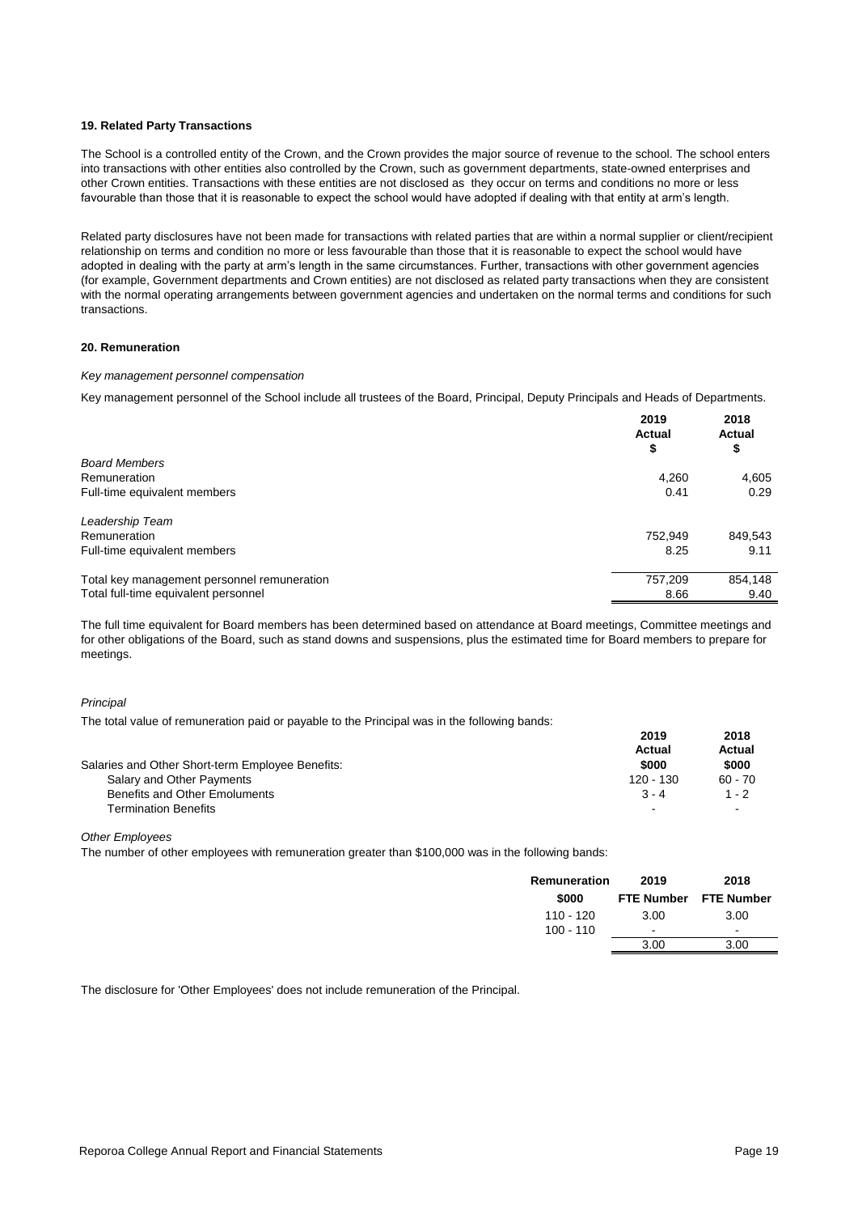**19. Related Party Transactions**

The School is a controlled entity of the Crown, and the Crown provides the major source of revenue to the school. The school enters into transactions with other entities also controlled by the Crown, such as government departments, state-owned enterprises and other Crown entities. Transactions with these entities are not disclosed as they occur on terms and conditions no more or less favourable than those that it is reasonable to expect the school would have adopted if dealing with that entity at arm's length.

Related party disclosures have not been made for transactions with related parties that are within a normal supplier or client/recipient relationship on terms and condition no more or less favourable than those that it is reasonable to expect the school would have adopted in dealing with the party at arm's length in the same circumstances. Further, transactions with other government agencies (for example, Government departments and Crown entities) are not disclosed as related party transactions when they are consistent with the normal operating arrangements between government agencies and undertaken on the normal terms and conditions for such transactions.

**20. Remuneration**

*Key management personnel compensation*

Key management personnel of the School include all trustees of the Board, Principal, Deputy Principals and Heads of Departments.

| | 2019 Actual $ | 2018 Actual $ |
|---|---|---|
| *Board Members* | | |
| Remuneration | 4,260 | 4,605 |
| Full-time equivalent members | 0.41 | 0.29 |
| *Leadership Team* | | |
| Remuneration | 752,949 | 849,543 |
| Full-time equivalent members | 8.25 | 9.11 |
| Total key management personnel remuneration | 757,209 | 854,148 |
| Total full-time equivalent personnel | 8.66 | 9.40 |

The full time equivalent for Board members has been determined based on attendance at Board meetings, Committee meetings and for other obligations of the Board, such as stand downs and suspensions, plus the estimated time for Board members to prepare for meetings.

*Principal*

The total value of remuneration paid or payable to the Principal was in the following bands:

| | 2019 Actual $000 | 2018 Actual $000 |
|---|---|---|
| Salaries and Other Short-term Employee Benefits: | | |
| Salary and Other Payments | 120 - 130 | 60 - 70 |
| Benefits and Other Emoluments | 3 - 4 | 1 - 2 |
| Termination Benefits | - | - |

*Other Employees*

The number of other employees with remuneration greater than $100,000 was in the following bands:

| Remuneration $000 | 2019 FTE Number | 2018 FTE Number |
|---|---|---|
| 110 - 120 | 3.00 | 3.00 |
| 100 - 110 | - | - |
| | 3.00 | 3.00 |

The disclosure for 'Other Employees' does not include remuneration of the Principal.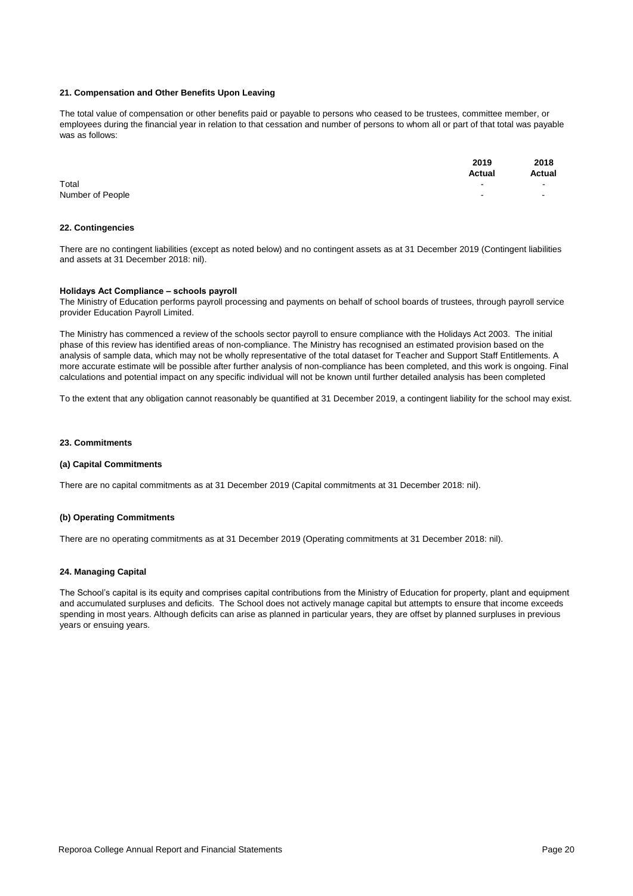#### 21. Compensation and Other Benefits Upon Leaving

The total value of compensation or other benefits paid or payable to persons who ceased to be trustees, committee member, or employees during the financial year in relation to that cessation and number of persons to whom all or part of that total was payable was as follows:

| | 2019 Actual | 2018 Actual |
|---|---|---|
| Total | - | - |
| Number of People | - | - |

#### 22. Contingencies

There are no contingent liabilities (except as noted below) and no contingent assets as at 31 December 2019 (Contingent liabilities and assets at 31 December 2018: nil).

**Holidays Act Compliance – schools payroll**

The Ministry of Education performs payroll processing and payments on behalf of school boards of trustees, through payroll service provider Education Payroll Limited.

The Ministry has commenced a review of the schools sector payroll to ensure compliance with the Holidays Act 2003. The initial phase of this review has identified areas of non-compliance. The Ministry has recognised an estimated provision based on the analysis of sample data, which may not be wholly representative of the total dataset for Teacher and Support Staff Entitlements. A more accurate estimate will be possible after further analysis of non-compliance has been completed, and this work is ongoing. Final calculations and potential impact on any specific individual will not be known until further detailed analysis has been completed

To the extent that any obligation cannot reasonably be quantified at 31 December 2019, a contingent liability for the school may exist.

#### 23. Commitments

**(a) Capital Commitments**

There are no capital commitments as at 31 December 2019 (Capital commitments at 31 December 2018: nil).

**(b) Operating Commitments**

There are no operating commitments as at 31 December 2019 (Operating commitments at 31 December 2018: nil).

#### 24. Managing Capital

The School's capital is its equity and comprises capital contributions from the Ministry of Education for property, plant and equipment and accumulated surpluses and deficits. The School does not actively manage capital but attempts to ensure that income exceeds spending in most years. Although deficits can arise as planned in particular years, they are offset by planned surpluses in previous years or ensuing years.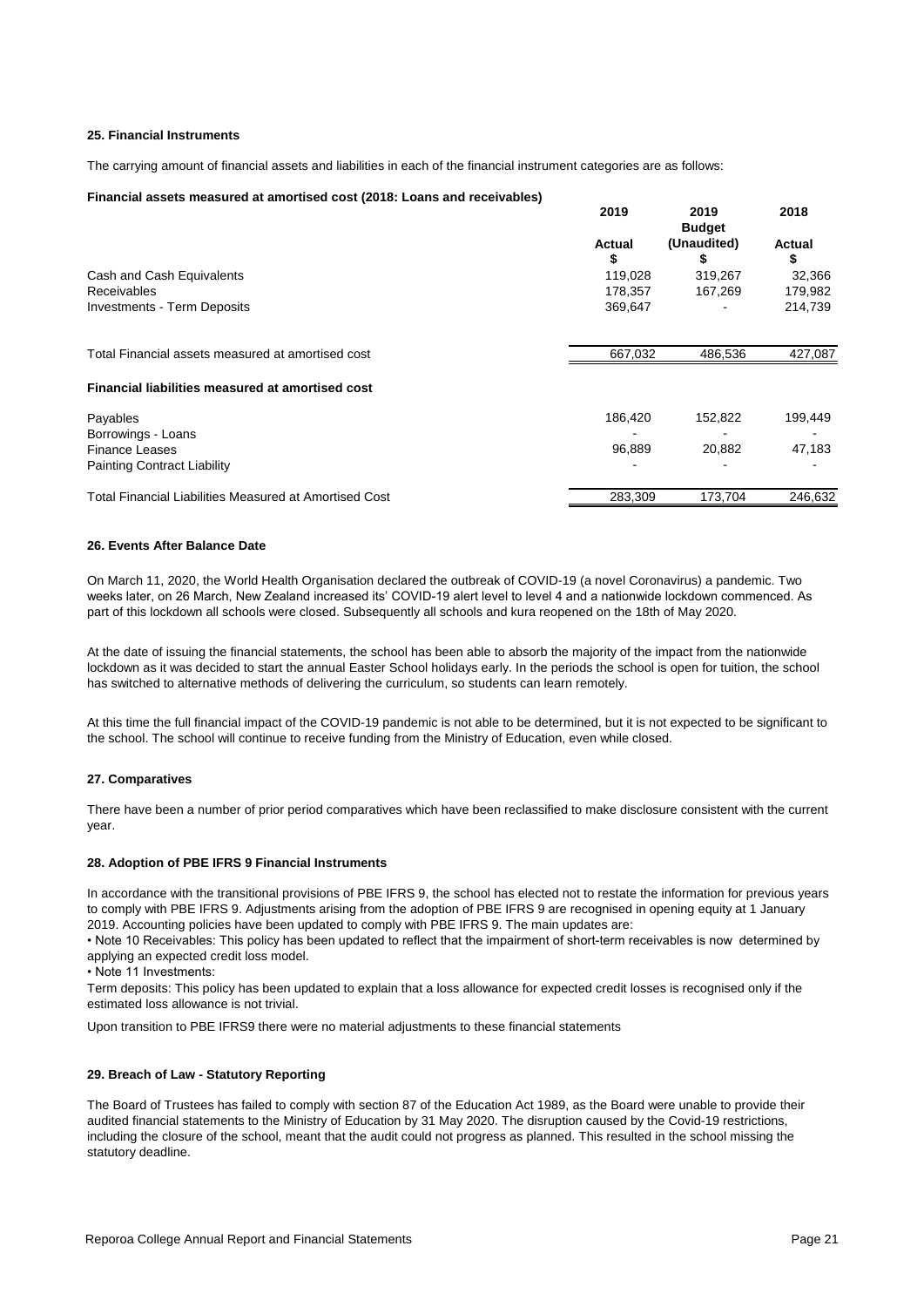## 25. Financial Instruments

The carrying amount of financial assets and liabilities in each of the financial instrument categories are as follows:

| | 2019 | 2019 | 2018 |
|---|---|---|---|
| | | Budget | |
| | Actual | (Unaudited) | Actual |
| | $ | $ | $ |
| **Financial assets measured at amortised cost (2018: Loans and receivables)** | | | |
| Cash and Cash Equivalents | 119,028 | 319,267 | 32,366 |
| Receivables | 178,357 | 167,269 | 179,982 |
| Investments - Term Deposits | 369,647 | - | 214,739 |
| Total Financial assets measured at amortised cost | 667,032 | 486,536 | 427,087 |
| **Financial liabilities measured at amortised cost** | | | |
| Payables | 186,420 | 152,822 | 199,449 |
| Borrowings - Loans | - | - | - |
| Finance Leases | 96,889 | 20,882 | 47,183 |
| Painting Contract Liability | - | - | - |
| Total Financial Liabilities Measured at Amortised Cost | 283,309 | 173,704 | 246,632 |

## 26. Events After Balance Date

On March 11, 2020, the World Health Organisation declared the outbreak of COVID-19 (a novel Coronavirus) a pandemic. Two weeks later, on 26 March, New Zealand increased its' COVID-19 alert level to level 4 and a nationwide lockdown commenced. As part of this lockdown all schools were closed. Subsequently all schools and kura reopened on the 18th of May 2020.

At the date of issuing the financial statements, the school has been able to absorb the majority of the impact from the nationwide lockdown as it was decided to start the annual Easter School holidays early. In the periods the school is open for tuition, the school has switched to alternative methods of delivering the curriculum, so students can learn remotely.

At this time the full financial impact of the COVID-19 pandemic is not able to be determined, but it is not expected to be significant to the school. The school will continue to receive funding from the Ministry of Education, even while closed.

## 27. Comparatives

There have been a number of prior period comparatives which have been reclassified to make disclosure consistent with the current year.

## 28. Adoption of PBE IFRS 9 Financial Instruments

In accordance with the transitional provisions of PBE IFRS 9, the school has elected not to restate the information for previous years to comply with PBE IFRS 9. Adjustments arising from the adoption of PBE IFRS 9 are recognised in opening equity at 1 January 2019. Accounting policies have been updated to comply with PBE IFRS 9. The main updates are:

• Note 10 Receivables: This policy has been updated to reflect that the impairment of short-term receivables is now determined by applying an expected credit loss model.

• Note 11 Investments:

Term deposits: This policy has been updated to explain that a loss allowance for expected credit losses is recognised only if the estimated loss allowance is not trivial.

Upon transition to PBE IFRS9 there were no material adjustments to these financial statements

## 29. Breach of Law - Statutory Reporting

The Board of Trustees has failed to comply with section 87 of the Education Act 1989, as the Board were unable to provide their audited financial statements to the Ministry of Education by 31 May 2020. The disruption caused by the Covid-19 restrictions, including the closure of the school, meant that the audit could not progress as planned. This resulted in the school missing the statutory deadline.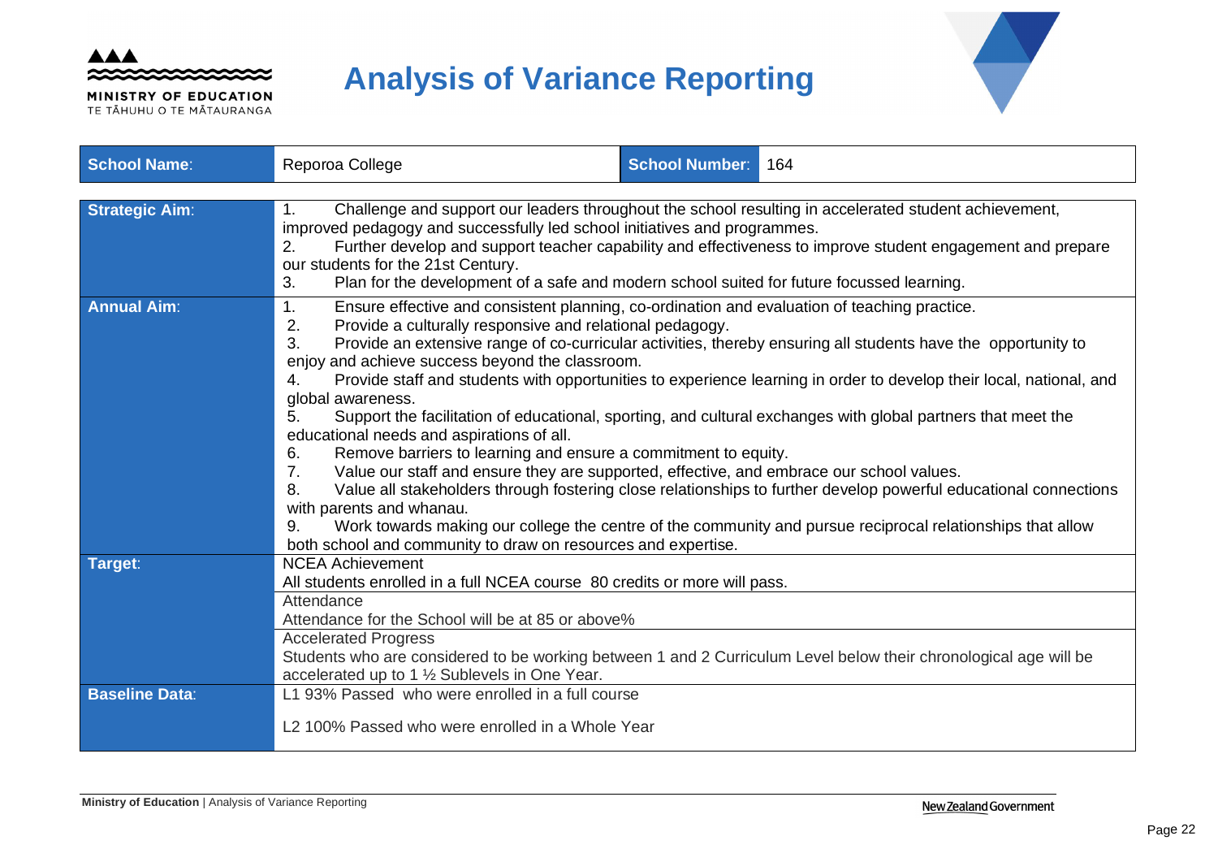# Analysis of Variance Reporting

| | | | |
|---|---|---|---|
| **School Name**: | Reporoa College | **School Number**: | 164 |

| | |
|---|---|
| **Strategic Aim**: | 1. Challenge and support our leaders throughout the school resulting in accelerated student achievement, improved pedagogy and successfully led school initiatives and programmes.<br>2. Further develop and support teacher capability and effectiveness to improve student engagement and prepare our students for the 21st Century.<br>3. Plan for the development of a safe and modern school suited for future focussed learning. |
| **Annual Aim**: | 1. Ensure effective and consistent planning, co-ordination and evaluation of teaching practice.<br>2. Provide a culturally responsive and relational pedagogy.<br>3. Provide an extensive range of co-curricular activities, thereby ensuring all students have the opportunity to enjoy and achieve success beyond the classroom.<br>4. Provide staff and students with opportunities to experience learning in order to develop their local, national, and global awareness.<br>5. Support the facilitation of educational, sporting, and cultural exchanges with global partners that meet the educational needs and aspirations of all.<br>6. Remove barriers to learning and ensure a commitment to equity.<br>7. Value our staff and ensure they are supported, effective, and embrace our school values.<br>8. Value all stakeholders through fostering close relationships to further develop powerful educational connections with parents and whanau.<br>9. Work towards making our college the centre of the community and pursue reciprocal relationships that allow both school and community to draw on resources and expertise. |
| **Target**: | NCEA Achievement<br>All students enrolled in a full NCEA course 80 credits or more will pass. |
| | Attendance<br>Attendance for the School will be at 85 or above% |
| | Accelerated Progress<br>Students who are considered to be working between 1 and 2 Curriculum Level below their chronological age will be accelerated up to 1 ½ Sublevels in One Year. |
| **Baseline Data**: | L1 93% Passed who were enrolled in a full course<br><br>L2 100% Passed who were enrolled in a Whole Year |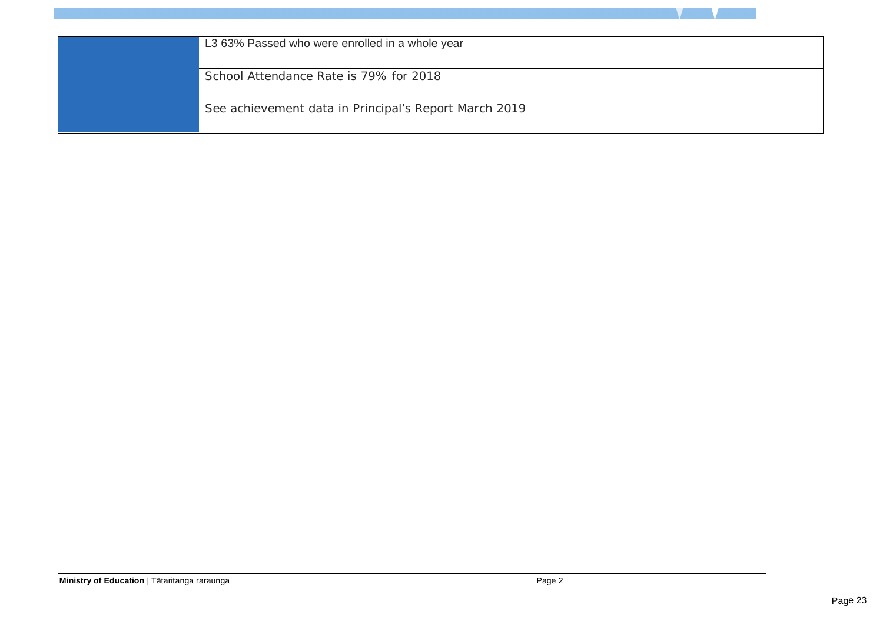| | |
|---|---|
| | L3 63% Passed who were enrolled in a whole year |
| | School Attendance Rate is 79% for 2018 |
| | See achievement data in Principal's Report March 2019 |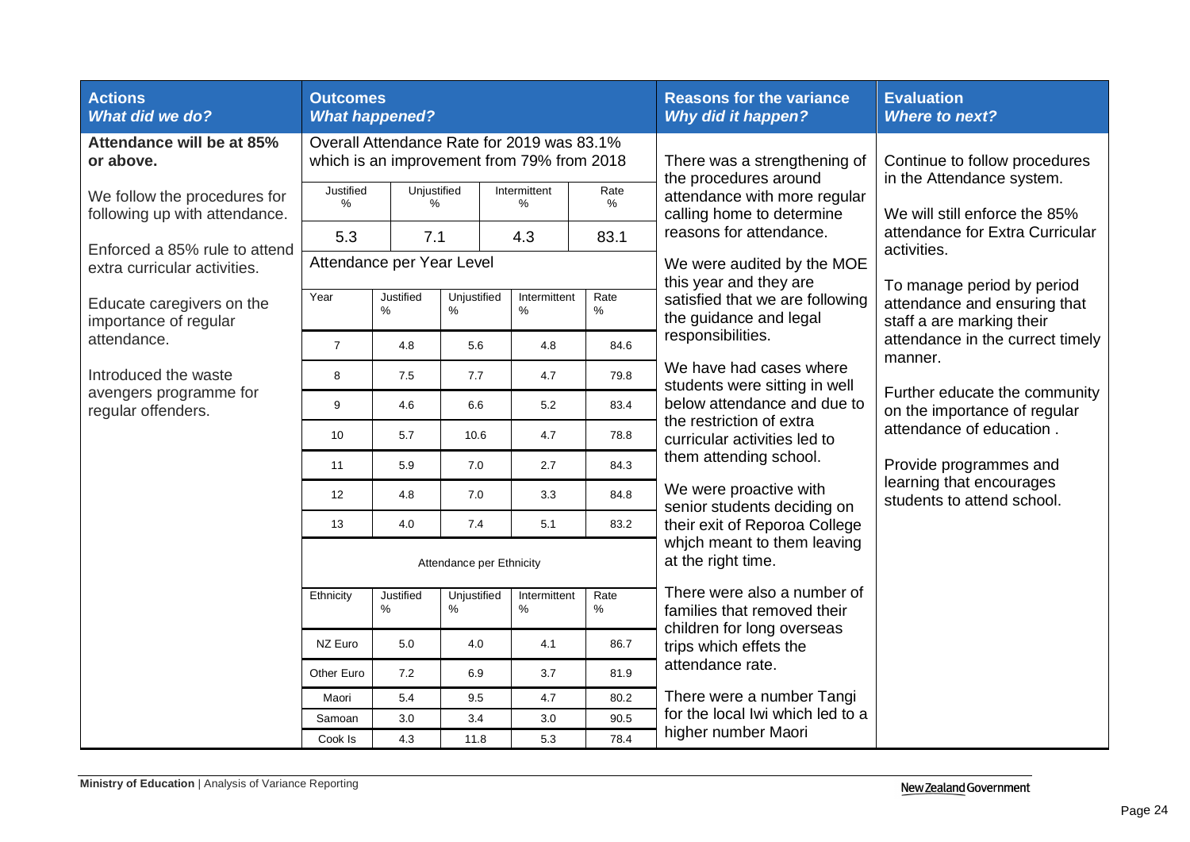| Actions<br>*What did we do?* | Outcomes<br>*What happened?* | Reasons for the variance<br>*Why did it happen?* | Evaluation<br>*Where to next?* |
|---|---|---|---|
| **Attendance will be at 85% or above.**<br><br>We follow the procedures for following up with attendance.<br><br>Enforced a 85% rule to attend extra curricular activities.<br><br>Educate caregivers on the importance of regular attendance.<br><br>Introduced the waste avengers programme for regular offenders. | Overall Attendance Rate for 2019 was 83.1% which is an improvement from 79% from 2018 (see tables below) | There was a strengthening of the procedures around attendance with more regular calling home to determine reasons for attendance.<br><br>We were audited by the MOE this year and they are satisfied that we are following the guidance and legal responsibilities.<br><br>We have had cases where students were sitting in well below attendance and due to the restriction of extra curricular activities led to them attending school.<br><br>We were proactive with senior students deciding on their exit of Reporoa College whjch meant to them leaving at the right time.<br><br>There were also a number of families that removed their children for long overseas trips which effets the attendance rate.<br><br>There were a number Tangi for the local Iwi which led to a higher number Maori | Continue to follow procedures in the Attendance system.<br><br>We will still enforce the 85% attendance for Extra Curricular activities.<br><br>To manage period by period attendance and ensuring that staff a are marking their attendance in the currect timely manner.<br><br>Further educate the community on the importance of regular attendance of education .<br><br>Provide programmes and learning that encourages students to attend school. |

| Justified % | Unjustified % | Intermittent % | Rate % |
|---|---|---|---|
| 5.3 | 7.1 | 4.3 | 83.1 |

Attendance per Year Level

| Year | Justified % | Unjustified % | Intermittent % | Rate % |
|---|---|---|---|---|
| 7 | 4.8 | 5.6 | 4.8 | 84.6 |
| 8 | 7.5 | 7.7 | 4.7 | 79.8 |
| 9 | 4.6 | 6.6 | 5.2 | 83.4 |
| 10 | 5.7 | 10.6 | 4.7 | 78.8 |
| 11 | 5.9 | 7.0 | 2.7 | 84.3 |
| 12 | 4.8 | 7.0 | 3.3 | 84.8 |
| 13 | 4.0 | 7.4 | 5.1 | 83.2 |

Attendance per Ethnicity

| Ethnicity | Justified % | Unjustified % | Intermittent % | Rate % |
|---|---|---|---|---|
| NZ Euro | 5.0 | 4.0 | 4.1 | 86.7 |
| Other Euro | 7.2 | 6.9 | 3.7 | 81.9 |
| Maori | 5.4 | 9.5 | 4.7 | 80.2 |
| Samoan | 3.0 | 3.4 | 3.0 | 90.5 |
| Cook Is | 4.3 | 11.8 | 5.3 | 78.4 |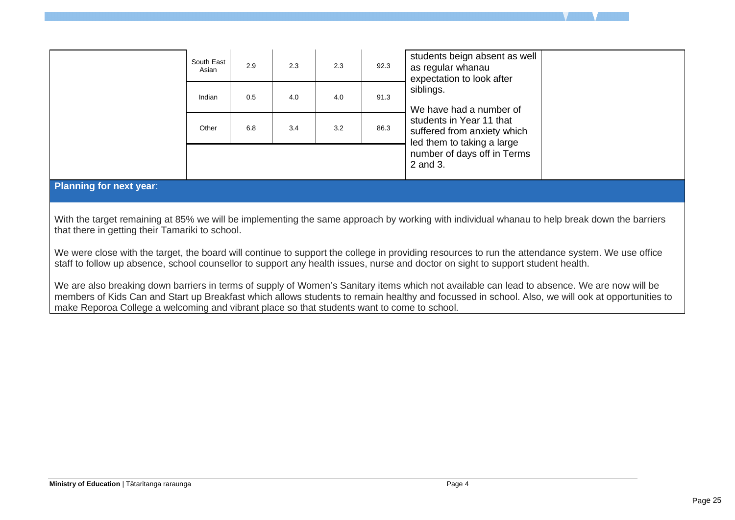| | | | | | | |
|---|---|---|---|---|---|---|
| | South East Asian | 2.9 | 2.3 | 2.3 | 92.3 | students beign absent as well as regular whanau expectation to look after siblings. We have had a number of students in Year 11 that suffered from anxiety which led them to taking a large number of days off in Terms 2 and 3. |
| | Indian | 0.5 | 4.0 | 4.0 | 91.3 | |
| | Other | 6.8 | 3.4 | 3.2 | 86.3 | |

**Planning for next year**:

With the target remaining at 85% we will be implementing the same approach by working with individual whanau to help break down the barriers that there in getting their Tamariki to school.

We were close with the target, the board will continue to support the college in providing resources to run the attendance system. We use office staff to follow up absence, school counsellor to support any health issues, nurse and doctor on sight to support student health.

We are also breaking down barriers in terms of supply of Women's Sanitary items which not available can lead to absence. We are now will be members of Kids Can and Start up Breakfast which allows students to remain healthy and focussed in school. Also, we will ook at opportunities to make Reporoa College a welcoming and vibrant place so that students want to come to school.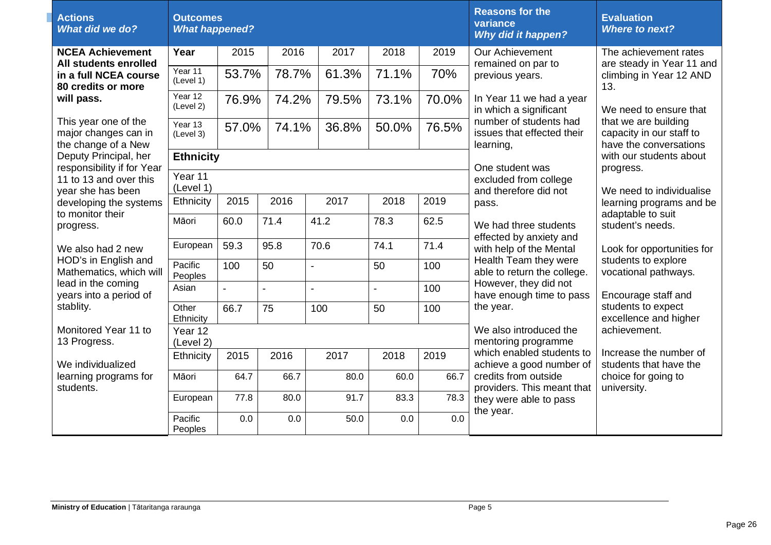| Actions *What did we do?* | Outcomes *What happened?* | | | | | | Reasons for the variance *Why did it happen?* | Evaluation *Where to next?* |
|---|---|---|---|---|---|---|---|---|
| **NCEA Achievement All students enrolled in a full NCEA course 80 credits or more will pass.**<br><br>This year one of the major changes can in the change of a New Deputy Principal, her responsibility if for Year 11 to 13 and over this year she has been developing the systems to monitor their progress.<br><br>We also had 2 new HOD's in English and Mathematics, which will lead in the coming years into a period of stablity.<br><br>Monitored Year 11 to 13 Progress.<br><br>We individualized learning programs for students. | **Year** | 2015 | 2016 | 2017 | 2018 | 2019 | Our Achievement remained on par to previous years.<br><br>In Year 11 we had a year in which a significant number of students had issues that effected their learning,<br><br>One student was excluded from college and therefore did not pass.<br><br>We had three students effected by anxiety and with help of the Mental Health Team they were able to return the college. However, they did not have enough time to pass the year.<br><br>We also introduced the mentoring programme which enabled students to achieve a good number of credits from outside providers. This meant that they were able to pass the year. | The achievement rates are steady in Year 11 and climbing in Year 12 AND 13.<br><br>We need to ensure that that we are building capacity in our staff to have the conversations with our students about progress.<br><br>We need to individualise learning programs and be adaptable to suit student's needs.<br><br>Look for opportunities for students to explore vocational pathways.<br><br>Encourage staff and students to expect excellence and higher achievement.<br><br>Increase the number of students that have the choice for going to university. |
| | Year 11 (Level 1) | 53.7% | 78.7% | 61.3% | 71.1% | 70% | | |
| | Year 12 (Level 2) | 76.9% | 74.2% | 79.5% | 73.1% | 70.0% | | |
| | Year 13 (Level 3) | 57.0% | 74.1% | 36.8% | 50.0% | 76.5% | | |
| | **Ethnicity** | | | | | | | |
| | Year 11 (Level 1) | | | | | | | |
| | Ethnicity | 2015 | 2016 | 2017 | 2018 | 2019 | | |
| | Māori | 60.0 | 71.4 | 41.2 | 78.3 | 62.5 | | |
| | European | 59.3 | 95.8 | 70.6 | 74.1 | 71.4 | | |
| | Pacific Peoples | 100 | 50 | - | 50 | 100 | | |
| | Asian | - | - | - | - | 100 | | |
| | Other Ethnicity | 66.7 | 75 | 100 | 50 | 100 | | |
| | Year 12 (Level 2) | | | | | | | |
| | Ethnicity | 2015 | 2016 | 2017 | 2018 | 2019 | | |
| | Māori | 64.7 | 66.7 | 80.0 | 60.0 | 66.7 | | |
| | European | 77.8 | 80.0 | 91.7 | 83.3 | 78.3 | | |
| | Pacific Peoples | 0.0 | 0.0 | 50.0 | 0.0 | 0.0 | | |

**Ministry of Education** | Tātaritanga raraunga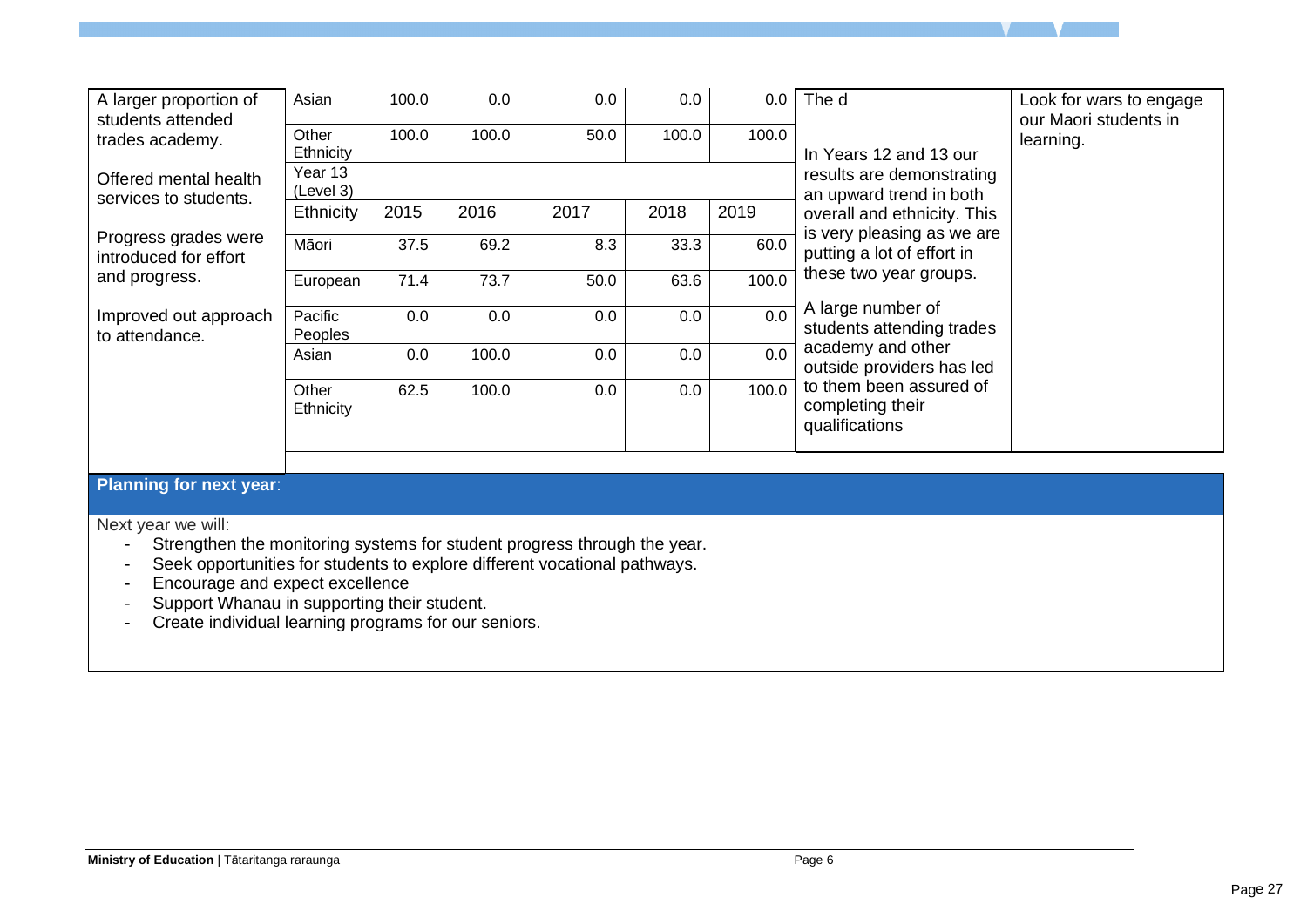| | | | | | | | | |
|---|---|---|---|---|---|---|---|---|
| A larger proportion of students attended trades academy.<br><br>Offered mental health services to students.<br><br>Progress grades were introduced for effort and progress.<br><br>Improved out approach to attendance. | Asian | 100.0 | 0.0 | 0.0 | 0.0 | 0.0 | The d<br><br>In Years 12 and 13 our results are demonstrating an upward trend in both overall and ethnicity. This is very pleasing as we are putting a lot of effort in these two year groups.<br><br>A large number of students attending trades academy and other outside providers has led to them been assured of completing their qualifications | Look for wars to engage our Maori students in learning. |
| | Other Ethnicity | 100.0 | 100.0 | 50.0 | 100.0 | 100.0 | | |
| | Year 13 (Level 3) | | | | | | | |
| | Ethnicity | 2015 | 2016 | 2017 | 2018 | 2019 | | |
| | Māori | 37.5 | 69.2 | 8.3 | 33.3 | 60.0 | | |
| | European | 71.4 | 73.7 | 50.0 | 63.6 | 100.0 | | |
| | Pacific Peoples | 0.0 | 0.0 | 0.0 | 0.0 | 0.0 | | |
| | Asian | 0.0 | 100.0 | 0.0 | 0.0 | 0.0 | | |
| | Other Ethnicity | 62.5 | 100.0 | 0.0 | 0.0 | 100.0 | | |

**Planning for next year**:

Next year we will:

- Strengthen the monitoring systems for student progress through the year.
- Seek opportunities for students to explore different vocational pathways.
- Encourage and expect excellence
- Support Whanau in supporting their student.
- Create individual learning programs for our seniors.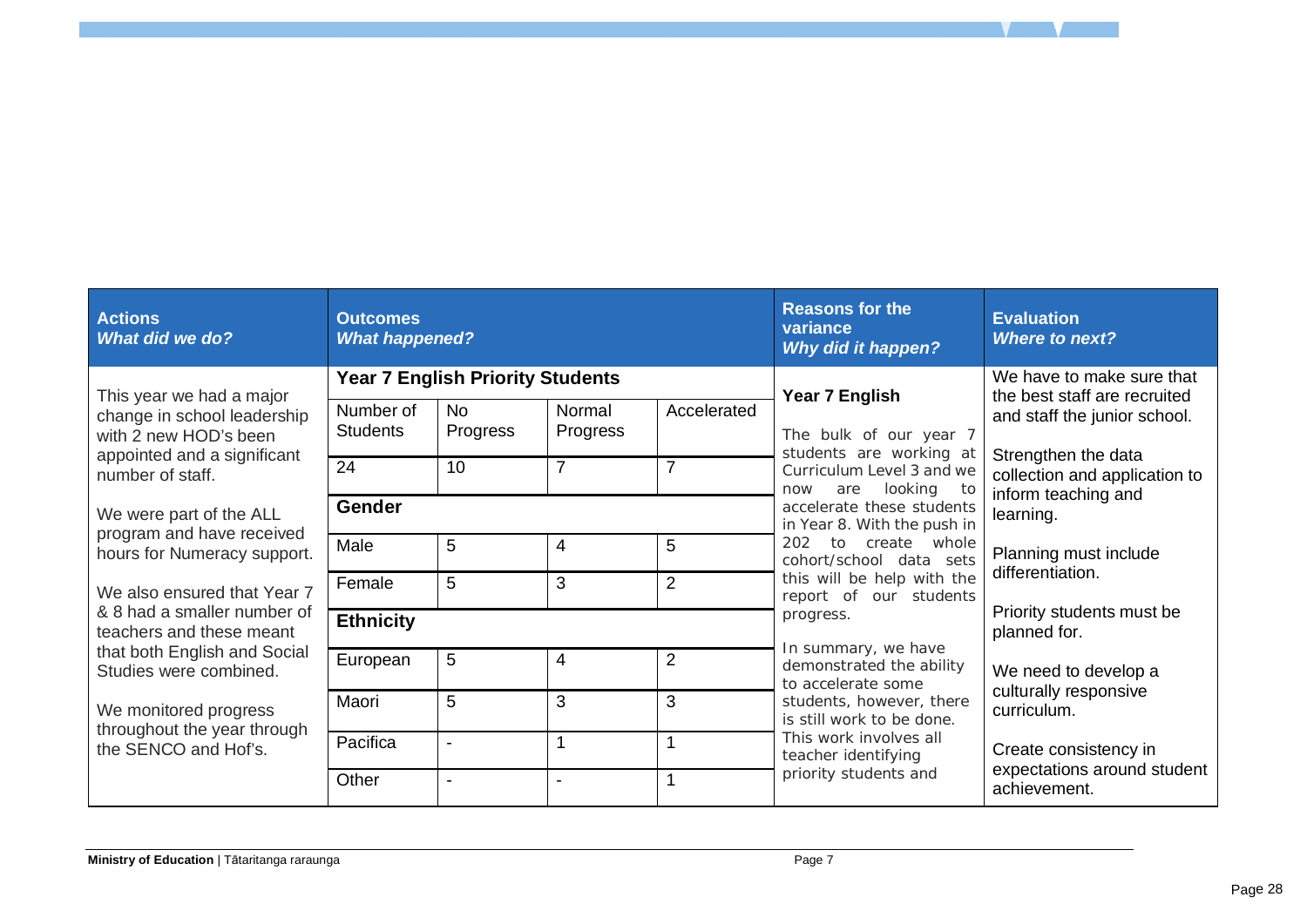| Actions *What did we do?* | Outcomes *What happened?* | | | | Reasons for the variance *Why did it happen?* | Evaluation *Where to next?* |
|---|---|---|---|---|---|---|
| This year we had a major change in school leadership with 2 new HOD's been appointed and a significant number of staff.<br><br>We were part of the ALL program and have received hours for Numeracy support.<br><br>We also ensured that Year 7 & 8 had a smaller number of teachers and these meant that both English and Social Studies were combined.<br><br>We monitored progress throughout the year through the SENCO and Hof's. | **Year 7 English Priority Students** | | | | **Year 7 English**<br><br>The bulk of our year 7 students are working at Curriculum Level 3 and we now are looking to accelerate these students in Year 8. With the push in 202 to create whole cohort/school data sets this will be help with the report of our students progress.<br><br>In summary, we have demonstrated the ability to accelerate some students, however, there is still work to be done. This work involves all teacher identifying priority students and | We have to make sure that the best staff are recruited and staff the junior school.<br><br>Strengthen the data collection and application to inform teaching and learning.<br><br>Planning must include differentiation.<br><br>Priority students must be planned for.<br><br>We need to develop a culturally responsive curriculum.<br><br>Create consistency in expectations around student achievement. |
| | Number of Students | No Progress | Normal Progress | Accelerated | | |
| | 24 | 10 | 7 | 7 | | |
| | **Gender** | | | | | |
| | Male | 5 | 4 | 5 | | |
| | Female | 5 | 3 | 2 | | |
| | **Ethnicity** | | | | | |
| | European | 5 | 4 | 2 | | |
| | Maori | 5 | 3 | 3 | | |
| | Pacifica | - | 1 | 1 | | |
| | Other | - | - | 1 | | |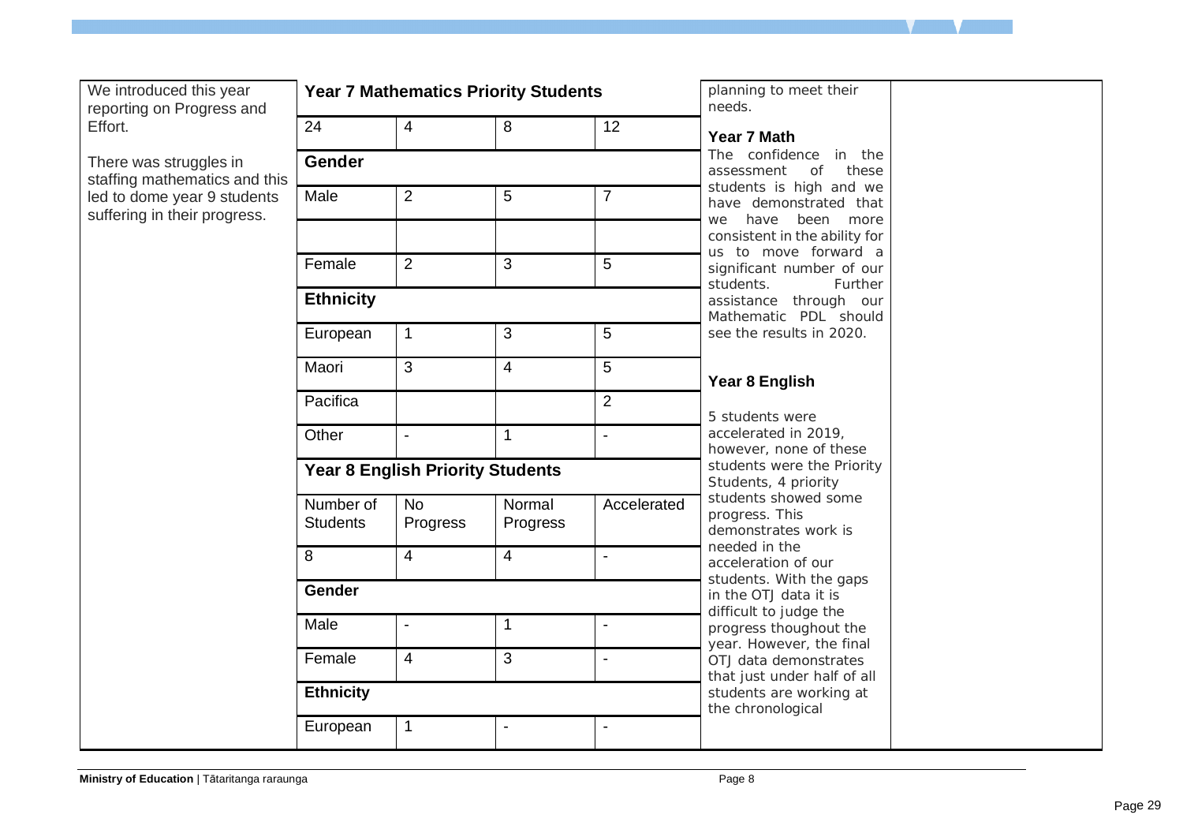We introduced this year reporting on Progress and Effort.

There was struggles in staffing mathematics and this led to dome year 9 students suffering in their progress.

| **Year 7 Mathematics Priority Students** | | | |
|---|---|---|---|
| 24 | 4 | 8 | 12 |
| **Gender** | | | |
| Male | 2 | 5 | 7 |
| | | | |
| Female | 2 | 3 | 5 |
| **Ethnicity** | | | |
| European | 1 | 3 | 5 |
| Maori | 3 | 4 | 5 |
| Pacifica | | | 2 |
| Other | - | 1 | - |

| **Year 8 English Priority Students** | | | |
|---|---|---|---|
| Number of Students | No Progress | Normal Progress | Accelerated |
| 8 | 4 | 4 | - |
| **Gender** | | | |
| Male | - | 1 | - |
| Female | 4 | 3 | - |
| **Ethnicity** | | | |
| European | 1 | - | - |

planning to meet their needs.

**Year 7 Math**

The confidence in the assessment of these students is high and we have demonstrated that we have been more consistent in the ability for us to move forward a significant number of our students. Further assistance through our Mathematic PDL should see the results in 2020.

**Year 8 English**

5 students were accelerated in 2019, however, none of these students were the Priority Students, 4 priority students showed some progress. This demonstrates work is needed in the acceleration of our students. With the gaps in the OTJ data it is difficult to judge the progress thoughout the year. However, the final OTJ data demonstrates that just under half of all students are working at the chronological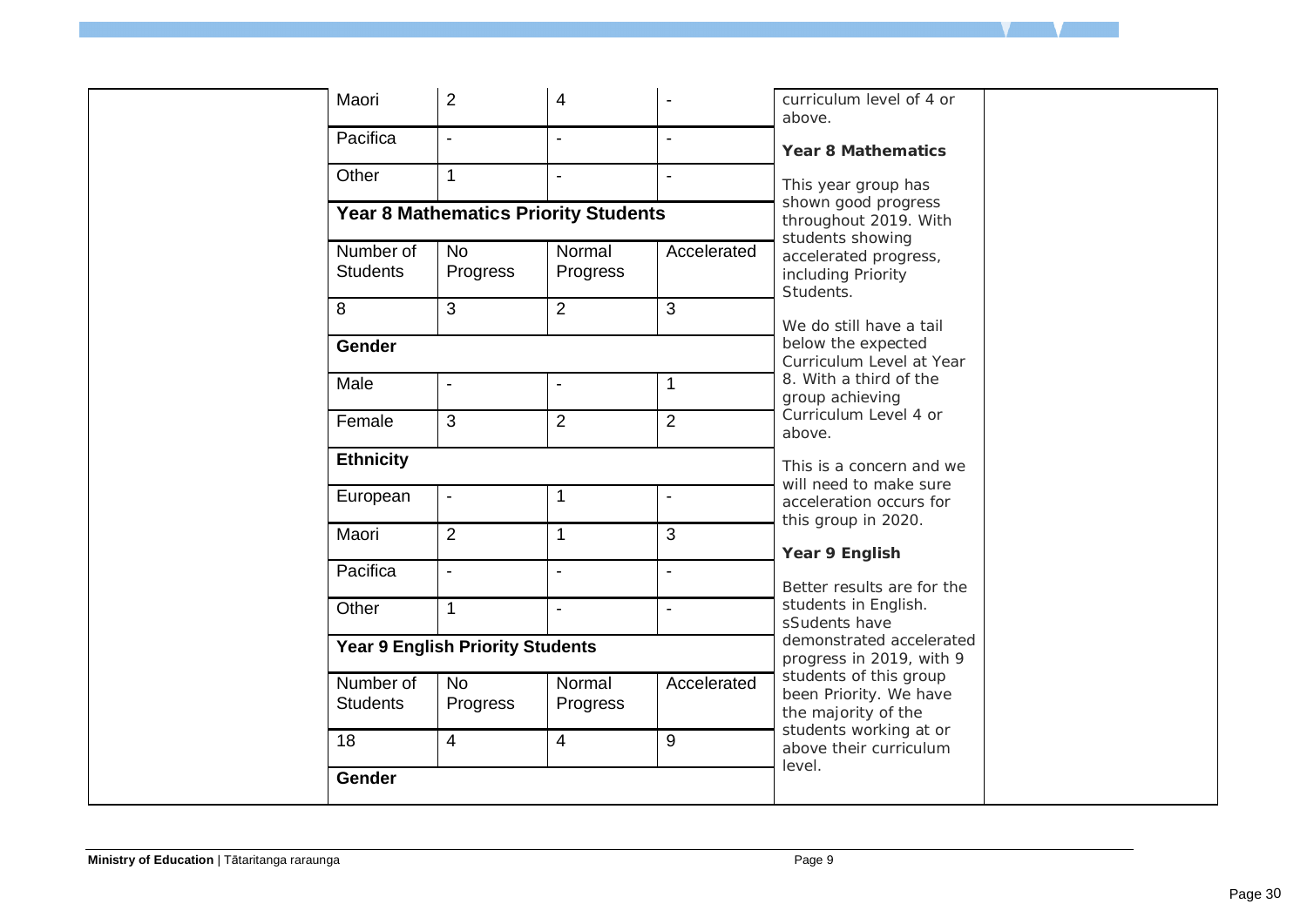| | | | |
|---|---|---|---|
| Maori | 2 | 4 | - |
| Pacifica | - | - | - |
| Other | 1 | - | - |
| **Year 8 Mathematics Priority Students** | | | |
| Number of Students | No Progress | Normal Progress | Accelerated |
| 8 | 3 | 2 | 3 |
| **Gender** | | | |
| Male | - | - | 1 |
| Female | 3 | 2 | 2 |
| **Ethnicity** | | | |
| European | - | 1 | - |
| Maori | 2 | 1 | 3 |
| Pacifica | - | - | - |
| Other | 1 | - | - |
| **Year 9 English Priority Students** | | | |
| Number of Students | No Progress | Normal Progress | Accelerated |
| 18 | 4 | 4 | 9 |
| **Gender** | | | |

curriculum level of 4 or above.

**Year 8 Mathematics**

This year group has shown good progress throughout 2019. With students showing accelerated progress, including Priority Students.

We do still have a tail below the expected Curriculum Level at Year 8. With a third of the group achieving Curriculum Level 4 or above.

This is a concern and we will need to make sure acceleration occurs for this group in 2020.

**Year 9 English**

Better results are for the students in English. sSudents have demonstrated accelerated progress in 2019, with 9 students of this group been Priority. We have the majority of the students working at or above their curriculum level.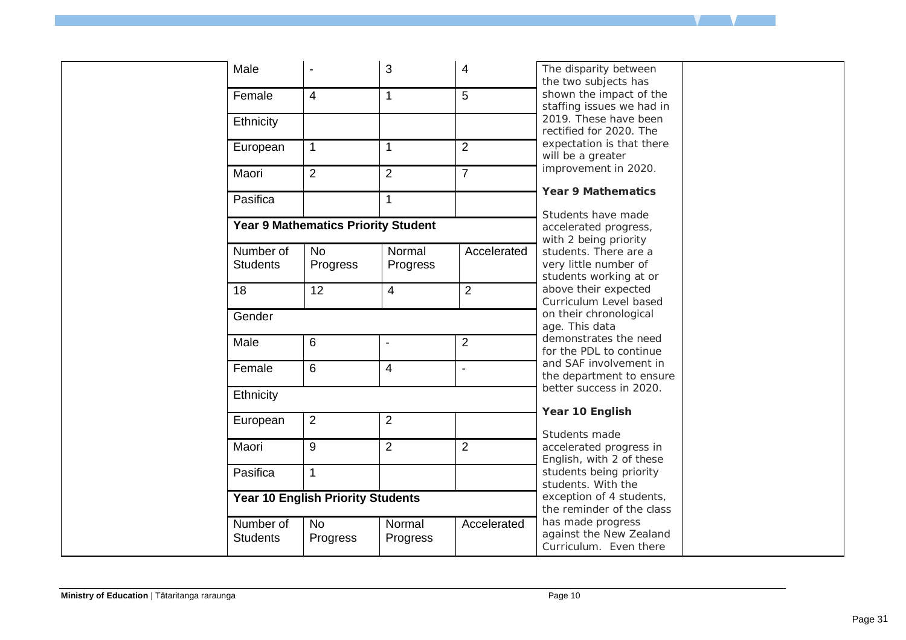| | | | |
|---|---|---|---|
| Male | - | 3 | 4 |
| Female | 4 | 1 | 5 |
| Ethnicity | | | |
| European | 1 | 1 | 2 |
| Maori | 2 | 2 | 7 |
| Pasifica | | 1 | |

**Year 9 Mathematics Priority Student**

| Number of Students | No Progress | Normal Progress | Accelerated |
|---|---|---|---|
| 18 | 12 | 4 | 2 |
| Gender | | | |
| Male | 6 | - | 2 |
| Female | 6 | 4 | - |
| Ethnicity | | | |
| European | 2 | 2 | |
| Maori | 9 | 2 | 2 |
| Pasifica | 1 | | |

**Year 10 English Priority Students**

| Number of Students | No Progress | Normal Progress | Accelerated |
|---|---|---|---|

The disparity between the two subjects has shown the impact of the staffing issues we had in 2019. These have been rectified for 2020. The expectation is that there will be a greater improvement in 2020.

**Year 9 Mathematics**

Students have made accelerated progress, with 2 being priority students. There are a very little number of students working at or above their expected Curriculum Level based on their chronological age. This data demonstrates the need for the PDL to continue and SAF involvement in the department to ensure better success in 2020.

**Year 10 English**

Students made accelerated progress in English, with 2 of these students being priority students. With the exception of 4 students, the reminder of the class has made progress against the New Zealand Curriculum. Even there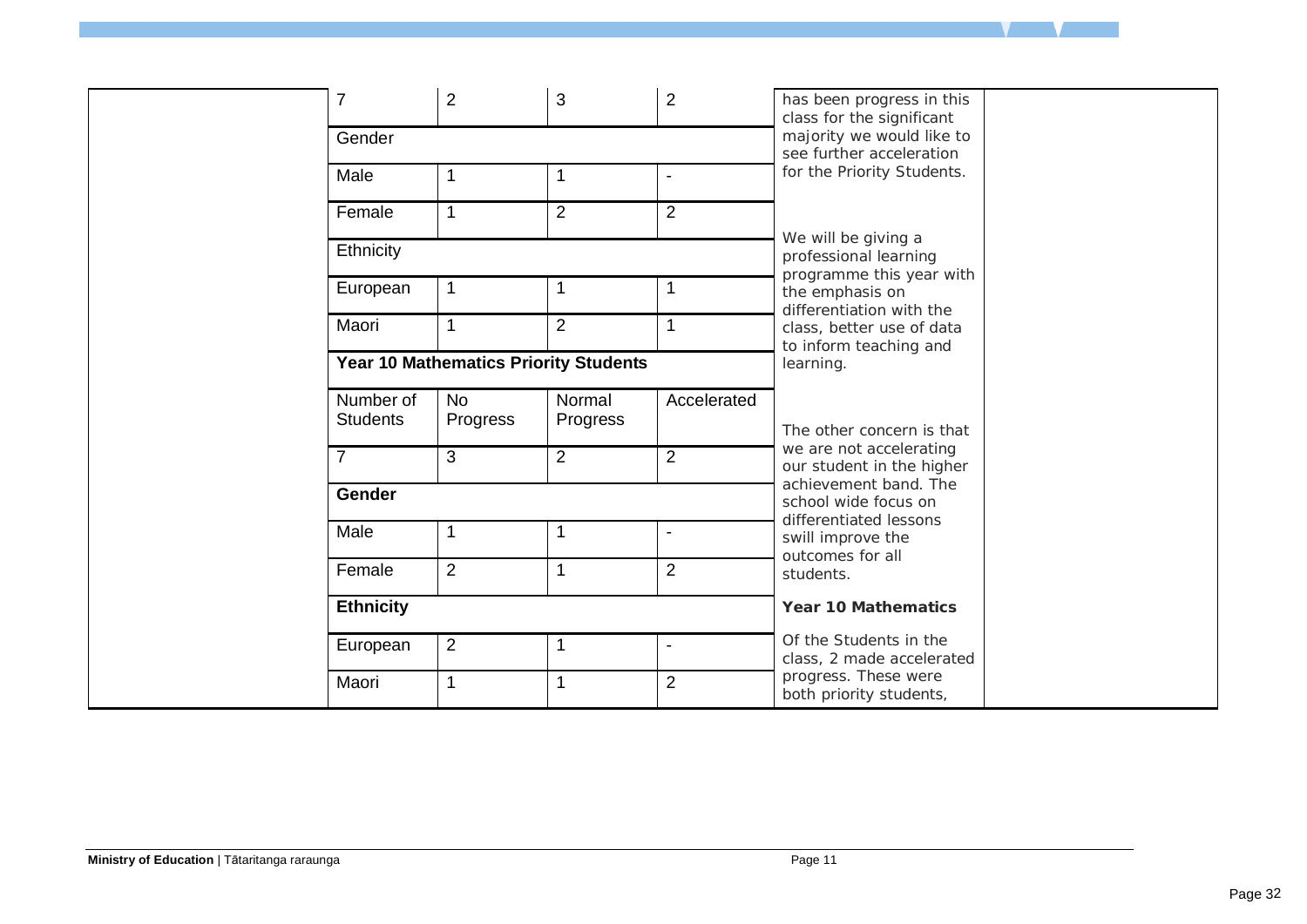| | | | | | | |
|---|---|---|---|---|---|---|
| | 7 | 2 | 3 | 2 | has been progress in this class for the significant majority we would like to see further acceleration for the Priority Students.<br><br>We will be giving a professional learning programme this year with the emphasis on differentiation with the class, better use of data to inform teaching and learning.<br><br>The other concern is that we are not accelerating our student in the higher achievement band. The school wide focus on differentiated lessons swill improve the outcomes for all students.<br><br>**Year 10 Mathematics**<br><br>Of the Students in the class, 2 made accelerated progress. These were both priority students, | |
| | Gender | | | | | |
| | Male | 1 | 1 | - | | |
| | Female | 1 | 2 | 2 | | |
| | Ethnicity | | | | | |
| | European | 1 | 1 | 1 | | |
| | Maori | 1 | 2 | 1 | | |
| | **Year 10 Mathematics Priority Students** | | | | | |
| | Number of Students | No Progress | Normal Progress | Accelerated | | |
| | 7 | 3 | 2 | 2 | | |
| | **Gender** | | | | | |
| | Male | 1 | 1 | - | | |
| | Female | 2 | 1 | 2 | | |
| | **Ethnicity** | | | | | |
| | European | 2 | 1 | - | | |
| | Maori | 1 | 1 | 2 | | |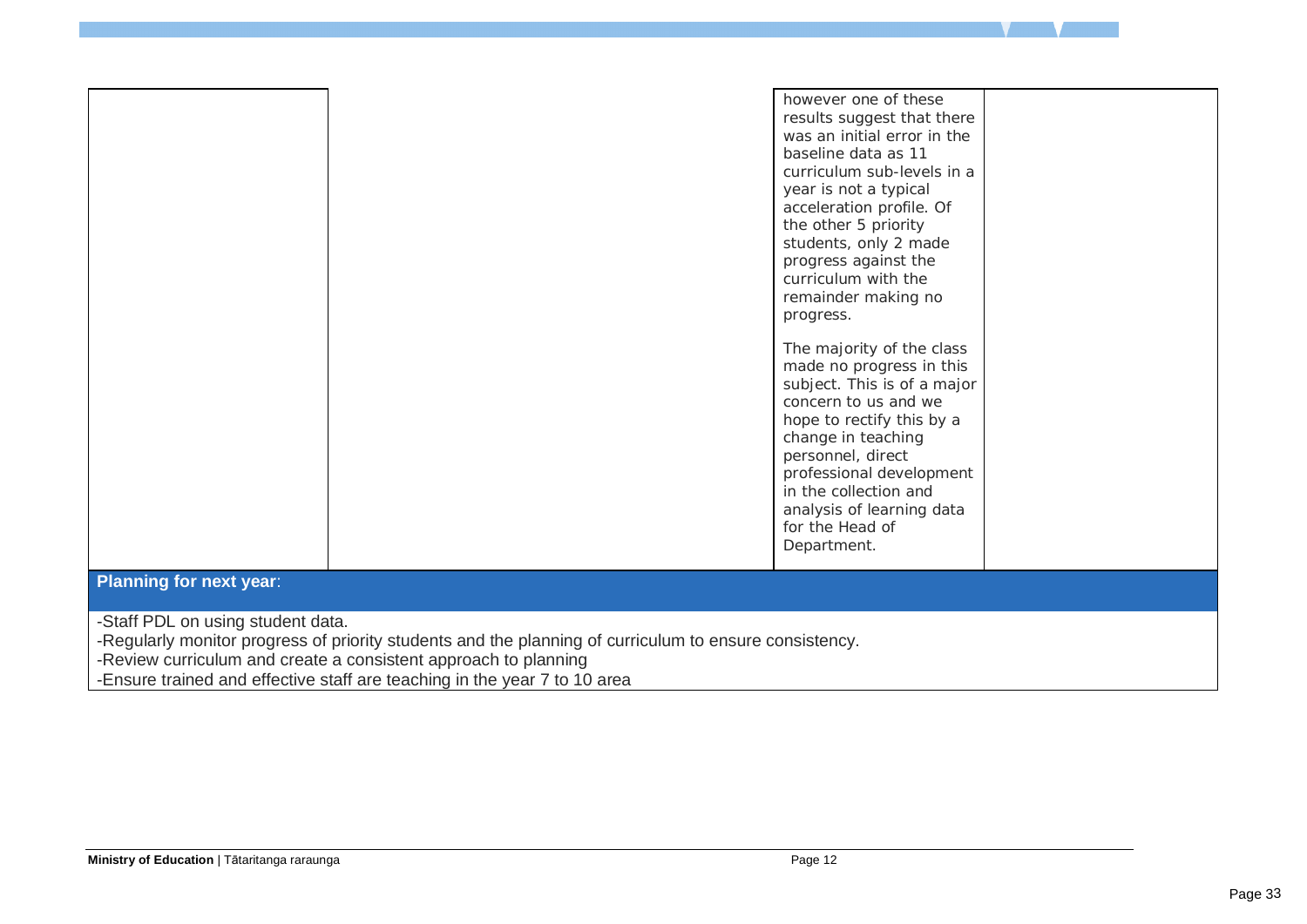| | | | |
|---|---|---|---|
| | | however one of these results suggest that there was an initial error in the baseline data as 11 curriculum sub-levels in a year is not a typical acceleration profile. Of the other 5 priority students, only 2 made progress against the curriculum with the remainder making no progress.<br><br>The majority of the class made no progress in this subject. This is of a major concern to us and we hope to rectify this by a change in teaching personnel, direct professional development in the collection and analysis of learning data for the Head of Department. | |

**Planning for next year**:

-Staff PDL on using student data.
-Regularly monitor progress of priority students and the planning of curriculum to ensure consistency.
-Review curriculum and create a consistent approach to planning
-Ensure trained and effective staff are teaching in the year 7 to 10 area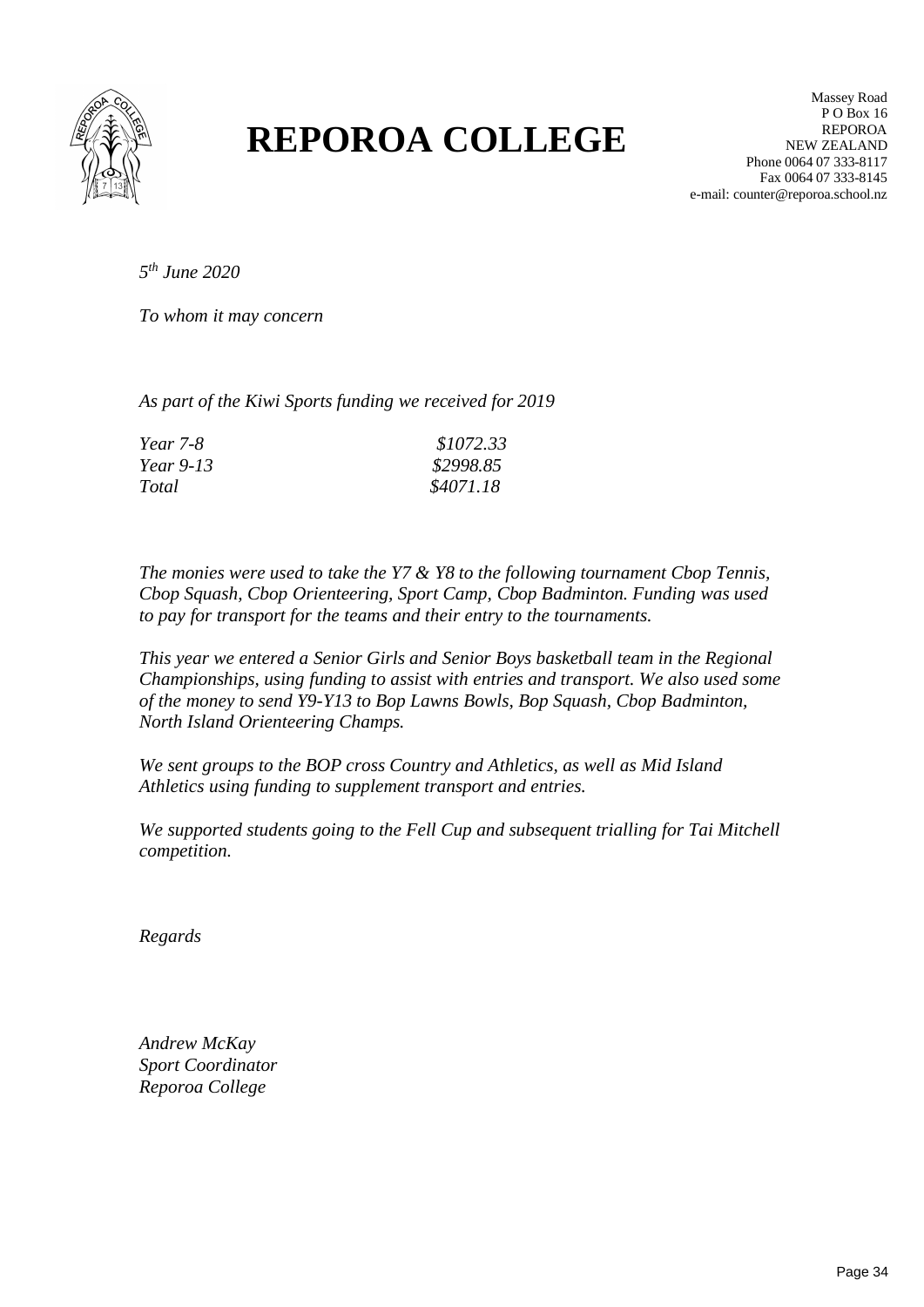# REPOROA COLLEGE

Massey Road
P O Box 16
REPOROA
NEW ZEALAND
Phone 0064 07 333-8117
Fax 0064 07 333-8145
e-mail: counter@reporoa.school.nz

*5th June 2020*

*To whom it may concern*

*As part of the Kiwi Sports funding we received for 2019*

| | |
|---|---|
| *Year 7-8* | *$1072.33* |
| *Year 9-13* | *$2998.85* |
| *Total* | *$4071.18* |

*The monies were used to take the Y7 & Y8 to the following tournament Cbop Tennis, Cbop Squash, Cbop Orienteering, Sport Camp, Cbop Badminton. Funding was used to pay for transport for the teams and their entry to the tournaments.*

*This year we entered a Senior Girls and Senior Boys basketball team in the Regional Championships, using funding to assist with entries and transport. We also used some of the money to send Y9-Y13 to Bop Lawns Bowls, Bop Squash, Cbop Badminton, North Island Orienteering Champs.*

*We sent groups to the BOP cross Country and Athletics, as well as Mid Island Athletics using funding to supplement transport and entries.*

*We supported students going to the Fell Cup and subsequent trialling for Tai Mitchell competition.*

*Regards*

*Andrew McKay*
*Sport Coordinator*
*Reporoa College*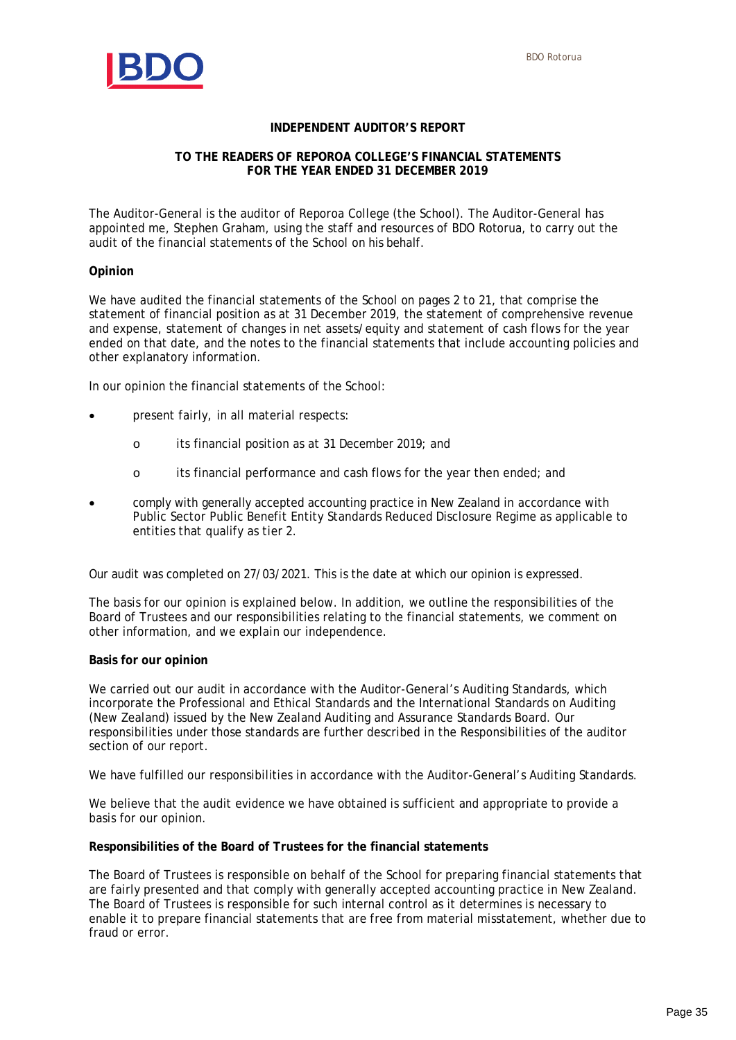BDO Rotorua

# INDEPENDENT AUDITOR'S REPORT

## TO THE READERS OF REPOROA COLLEGE'S FINANCIAL STATEMENTS FOR THE YEAR ENDED 31 DECEMBER 2019

The Auditor-General is the auditor of Reporoa College (the School). The Auditor-General has appointed me, Stephen Graham, using the staff and resources of BDO Rotorua, to carry out the audit of the financial statements of the School on his behalf.

**Opinion**

We have audited the financial statements of the School on pages 2 to 21, that comprise the statement of financial position as at 31 December 2019, the statement of comprehensive revenue and expense, statement of changes in net assets/equity and statement of cash flows for the year ended on that date, and the notes to the financial statements that include accounting policies and other explanatory information.

In our opinion the financial statements of the School:

- present fairly, in all material respects:
  - its financial position as at 31 December 2019; and
  - its financial performance and cash flows for the year then ended; and
- comply with generally accepted accounting practice in New Zealand in accordance with Public Sector Public Benefit Entity Standards Reduced Disclosure Regime as applicable to entities that qualify as tier 2.

Our audit was completed on 27/03/2021. This is the date at which our opinion is expressed.

The basis for our opinion is explained below. In addition, we outline the responsibilities of the Board of Trustees and our responsibilities relating to the financial statements, we comment on other information, and we explain our independence.

**Basis for our opinion**

We carried out our audit in accordance with the Auditor-General's Auditing Standards, which incorporate the Professional and Ethical Standards and the International Standards on Auditing (New Zealand) issued by the New Zealand Auditing and Assurance Standards Board. Our responsibilities under those standards are further described in the Responsibilities of the auditor section of our report.

We have fulfilled our responsibilities in accordance with the Auditor-General's Auditing Standards.

We believe that the audit evidence we have obtained is sufficient and appropriate to provide a basis for our opinion.

**Responsibilities of the Board of Trustees for the financial statements**

The Board of Trustees is responsible on behalf of the School for preparing financial statements that are fairly presented and that comply with generally accepted accounting practice in New Zealand. The Board of Trustees is responsible for such internal control as it determines is necessary to enable it to prepare financial statements that are free from material misstatement, whether due to fraud or error.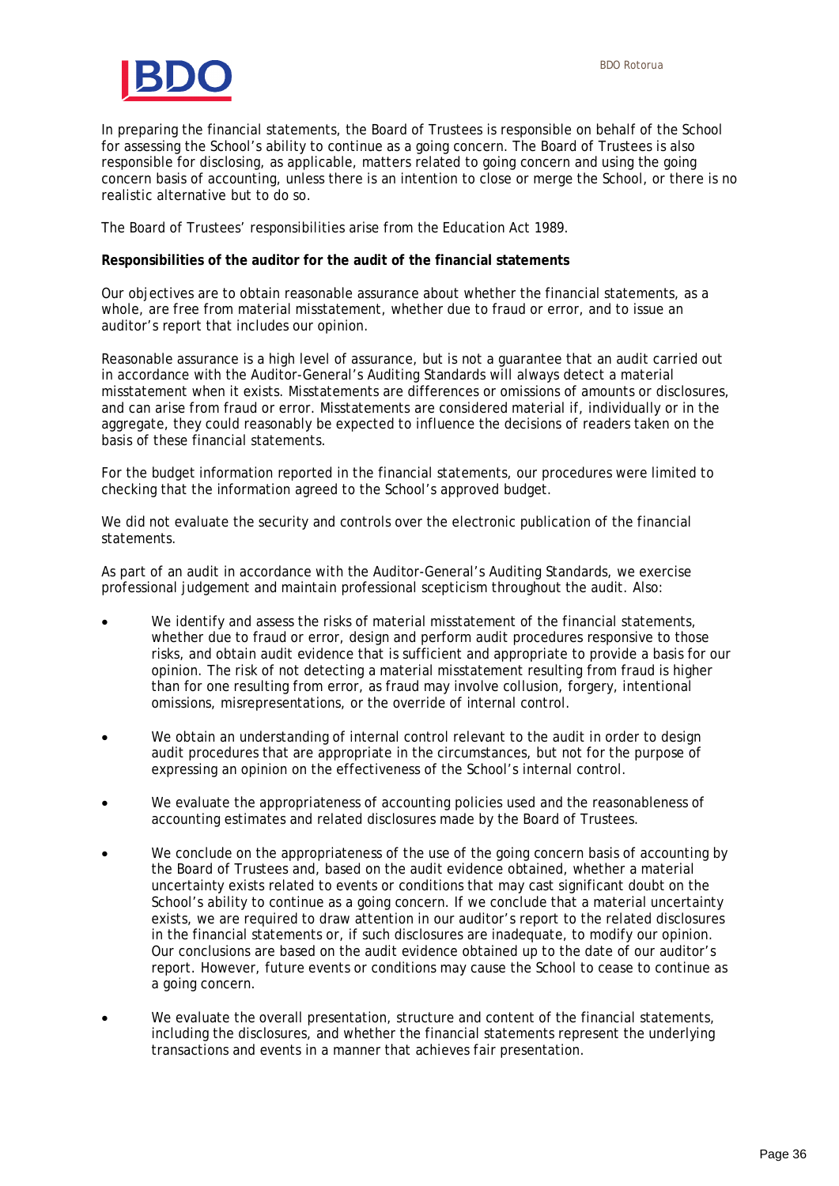In preparing the financial statements, the Board of Trustees is responsible on behalf of the School for assessing the School's ability to continue as a going concern. The Board of Trustees is also responsible for disclosing, as applicable, matters related to going concern and using the going concern basis of accounting, unless there is an intention to close or merge the School, or there is no realistic alternative but to do so.

The Board of Trustees' responsibilities arise from the Education Act 1989.

**Responsibilities of the auditor for the audit of the financial statements**

Our objectives are to obtain reasonable assurance about whether the financial statements, as a whole, are free from material misstatement, whether due to fraud or error, and to issue an auditor's report that includes our opinion.

Reasonable assurance is a high level of assurance, but is not a guarantee that an audit carried out in accordance with the Auditor-General's Auditing Standards will always detect a material misstatement when it exists. Misstatements are differences or omissions of amounts or disclosures, and can arise from fraud or error. Misstatements are considered material if, individually or in the aggregate, they could reasonably be expected to influence the decisions of readers taken on the basis of these financial statements.

For the budget information reported in the financial statements, our procedures were limited to checking that the information agreed to the School's approved budget.

We did not evaluate the security and controls over the electronic publication of the financial statements.

As part of an audit in accordance with the Auditor-General's Auditing Standards, we exercise professional judgement and maintain professional scepticism throughout the audit. Also:

- We identify and assess the risks of material misstatement of the financial statements, whether due to fraud or error, design and perform audit procedures responsive to those risks, and obtain audit evidence that is sufficient and appropriate to provide a basis for our opinion. The risk of not detecting a material misstatement resulting from fraud is higher than for one resulting from error, as fraud may involve collusion, forgery, intentional omissions, misrepresentations, or the override of internal control.

- We obtain an understanding of internal control relevant to the audit in order to design audit procedures that are appropriate in the circumstances, but not for the purpose of expressing an opinion on the effectiveness of the School's internal control.

- We evaluate the appropriateness of accounting policies used and the reasonableness of accounting estimates and related disclosures made by the Board of Trustees.

- We conclude on the appropriateness of the use of the going concern basis of accounting by the Board of Trustees and, based on the audit evidence obtained, whether a material uncertainty exists related to events or conditions that may cast significant doubt on the School's ability to continue as a going concern. If we conclude that a material uncertainty exists, we are required to draw attention in our auditor's report to the related disclosures in the financial statements or, if such disclosures are inadequate, to modify our opinion. Our conclusions are based on the audit evidence obtained up to the date of our auditor's report. However, future events or conditions may cause the School to cease to continue as a going concern.

- We evaluate the overall presentation, structure and content of the financial statements, including the disclosures, and whether the financial statements represent the underlying transactions and events in a manner that achieves fair presentation.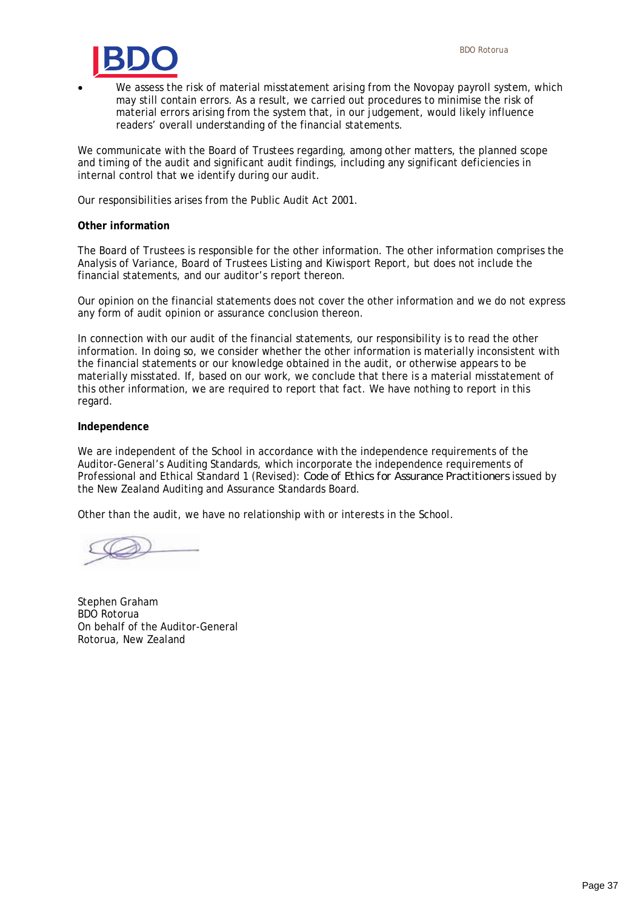- We assess the risk of material misstatement arising from the Novopay payroll system, which may still contain errors. As a result, we carried out procedures to minimise the risk of material errors arising from the system that, in our judgement, would likely influence readers' overall understanding of the financial statements.

We communicate with the Board of Trustees regarding, among other matters, the planned scope and timing of the audit and significant audit findings, including any significant deficiencies in internal control that we identify during our audit.

Our responsibilities arises from the Public Audit Act 2001.

**Other information**

The Board of Trustees is responsible for the other information. The other information comprises the Analysis of Variance, Board of Trustees Listing and Kiwisport Report, but does not include the financial statements, and our auditor's report thereon.

Our opinion on the financial statements does not cover the other information and we do not express any form of audit opinion or assurance conclusion thereon.

In connection with our audit of the financial statements, our responsibility is to read the other information. In doing so, we consider whether the other information is materially inconsistent with the financial statements or our knowledge obtained in the audit, or otherwise appears to be materially misstated. If, based on our work, we conclude that there is a material misstatement of this other information, we are required to report that fact. We have nothing to report in this regard.

**Independence**

We are independent of the School in accordance with the independence requirements of the Auditor-General's Auditing Standards, which incorporate the independence requirements of Professional and Ethical Standard 1 (Revised): *Code of Ethics for Assurance Practitioners* issued by the New Zealand Auditing and Assurance Standards Board.

Other than the audit, we have no relationship with or interests in the School.

Stephen Graham
BDO Rotorua
On behalf of the Auditor-General
Rotorua, New Zealand